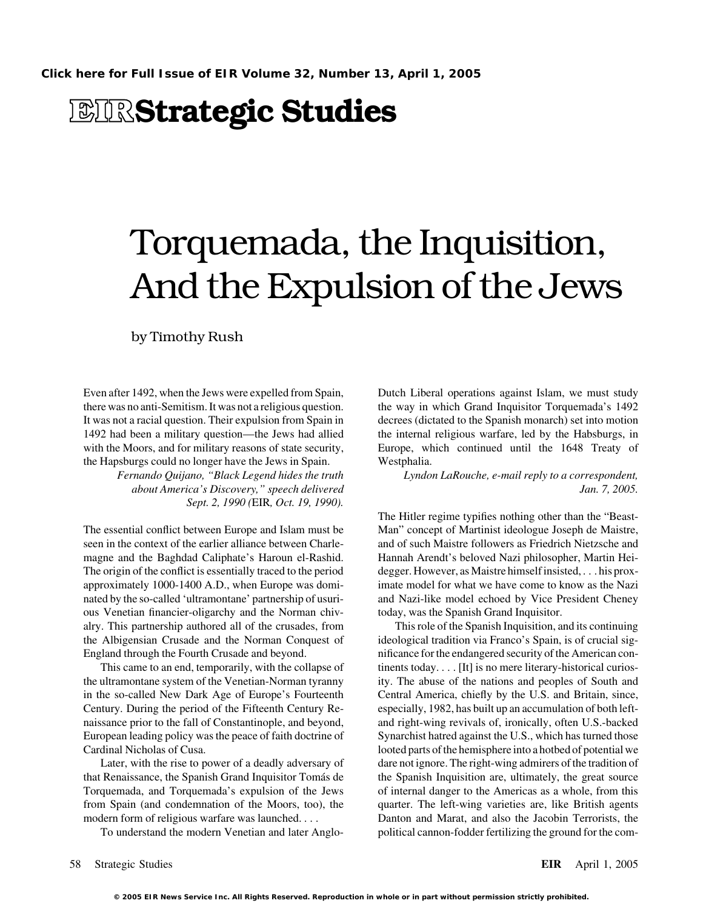Click here for Full Issue of EIR Volume 32, Number 13, April 1, 2005

# EIR Strategic Studies

# Torquemada, the Inquisition, And the Expulsion of the Jews

by Timothy Rush

Even after 1492, when the Jews were expelled from Spain, there was no anti-Semitism. It was not a religious question. It was not a racial question. Their expulsion from Spain in 1492 had been a military question—the Jews had allied with the Moors, and for military reasons of state security, the Hapsburgs could no longer have the Jews in Spain.

*Fernando Quijano, "Black Legend hides the truth about America's Discovery," speech delivered Sept. 2, 1990 (*EIR*, Oct. 19, 1990).*

The essential conflict between Europe and Islam must be seen in the context of the earlier alliance between Charlemagne and the Baghdad Caliphate's Haroun el-Rashid. The origin of the conflict is essentially traced to the period approximately 1000-1400 A.D., when Europe was dominated by the so-called 'ultramontane' partnership of usurious Venetian financier-oligarchy and the Norman chivalry. This partnership authored all of the crusades, from the Albigensian Crusade and the Norman Conquest of England through the Fourth Crusade and beyond.

This came to an end, temporarily, with the collapse of the ultramontane system of the Venetian-Norman tyranny in the so-called New Dark Age of Europe's Fourteenth Century. During the period of the Fifteenth Century Renaissance prior to the fall of Constantinople, and beyond, European leading policy was the peace of faith doctrine of Cardinal Nicholas of Cusa.

Later, with the rise to power of a deadly adversary of that Renaissance, the Spanish Grand Inquisitor Tomás de Torquemada, and Torquemada's expulsion of the Jews from Spain (and condemnation of the Moors, too), the modern form of religious warfare was launched. . . .

To understand the modern Venetian and later Anglo-Dutch Liberal operations against Islam, we must study the way in which Grand Inquisitor Torquemada's 1492 decrees (dictated to the Spanish monarch) set into motion the internal religious warfare, led by the Habsburgs, in Europe, which continued until the 1648 Treaty of Westphalia.

*Lyndon LaRouche, e-mail reply to a correspondent, Jan. 7, 2005.*

The Hitler regime typifies nothing other than the "Beast-Man" concept of Martinist ideologue Joseph de Maistre, and of such Maistre followers as Friedrich Nietzsche and Hannah Arendt's beloved Nazi philosopher, Martin Heidegger. However, as Maistre himself insisted, . . . his proximate model for what we have come to know as the Nazi and Nazi-like model echoed by Vice President Cheney today, was the Spanish Grand Inquisitor.

This role of the Spanish Inquisition, and its continuing ideological tradition via Franco's Spain, is of crucial significance for the endangered security of the American continents today. . . . [It] is no mere literary-historical curiosity. The abuse of the nations and peoples of South and Central America, chiefly by the U.S. and Britain, since, especially, 1982, has built up an accumulation of both left- and right-wing revivals of, ironically, often U.S.-backed Synarchist hatred against the U.S., which has turned those looted parts of the hemisphere into a hotbed of potential we dare not ignore. The right-wing admirers of the tradition of the Spanish Inquisition are, ultimately, the great source of internal danger to the Americas as a whole, from this quarter. The left-wing varieties are, like British agents Danton and Marat, and also the Jacobin Terrorists, the political cannon-fodder fertilizing the ground for the com-

© 2005 EIR News Service Inc. All Rights Reserved. Reproduction in whole or in part without permission strictly prohibited.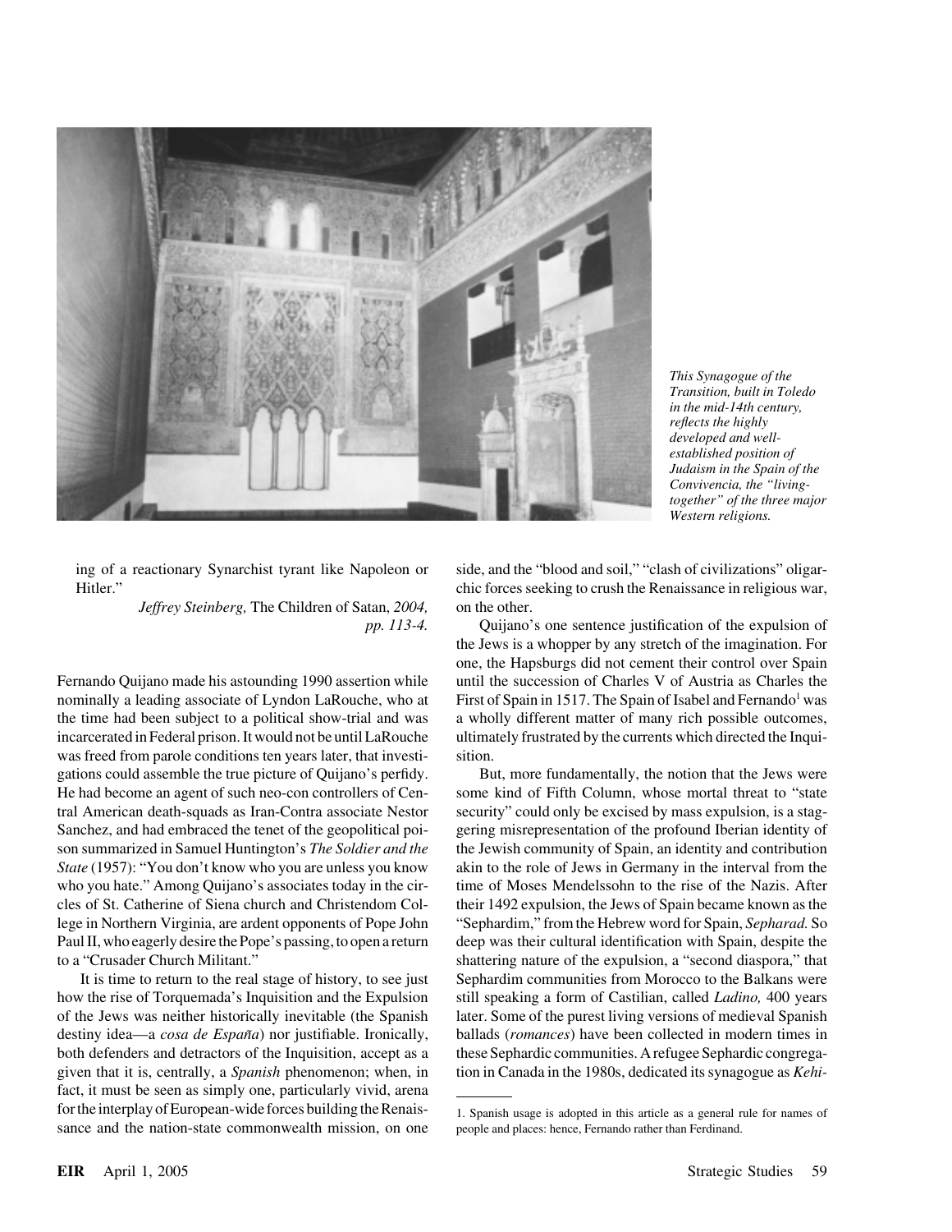*This Synagogue of the Transition, built in Toledo in the mid-14th century, reflects the highly developed and well-established position of Judaism in the Spain of the Convivencia, the "living-together" of the three major Western religions.*

ing of a reactionary Synarchist tyrant like Napoleon or Hitler."

*Jeffrey Steinberg,* The Children of Satan, *2004, pp. 113-4.*

Fernando Quijano made his astounding 1990 assertion while nominally a leading associate of Lyndon LaRouche, who at the time had been subject to a political show-trial and was incarcerated in Federal prison. It would not be until LaRouche was freed from parole conditions ten years later, that investigations could assemble the true picture of Quijano's perfidy. He had become an agent of such neo-con controllers of Central American death-squads as Iran-Contra associate Nestor Sanchez, and had embraced the tenet of the geopolitical poison summarized in Samuel Huntington's *The Soldier and the State* (1957): "You don't know who you are unless you know who you hate." Among Quijano's associates today in the circles of St. Catherine of Siena church and Christendom College in Northern Virginia, are ardent opponents of Pope John Paul II, who eagerly desire the Pope's passing, to open a return to a "Crusader Church Militant."

It is time to return to the real stage of history, to see just how the rise of Torquemada's Inquisition and the Expulsion of the Jews was neither historically inevitable (the Spanish destiny idea—a *cosa de España*) nor justifiable. Ironically, both defenders and detractors of the Inquisition, accept as a given that it is, centrally, a *Spanish* phenomenon; when, in fact, it must be seen as simply one, particularly vivid, arena for the interplay of European-wide forces building the Renaissance and the nation-state commonwealth mission, on one side, and the "blood and soil," "clash of civilizations" oligarchic forces seeking to crush the Renaissance in religious war, on the other.

Quijano's one sentence justification of the expulsion of the Jews is a whopper by any stretch of the imagination. For one, the Hapsburgs did not cement their control over Spain until the succession of Charles V of Austria as Charles the First of Spain in 1517. The Spain of Isabel and Fernando[1] was a wholly different matter of many rich possible outcomes, ultimately frustrated by the currents which directed the Inquisition.

But, more fundamentally, the notion that the Jews were some kind of Fifth Column, whose mortal threat to "state security" could only be excised by mass expulsion, is a staggering misrepresentation of the profound Iberian identity of the Jewish community of Spain, an identity and contribution akin to the role of Jews in Germany in the interval from the time of Moses Mendelssohn to the rise of the Nazis. After their 1492 expulsion, the Jews of Spain became known as the "Sephardim," from the Hebrew word for Spain, *Sepharad.* So deep was their cultural identification with Spain, despite the shattering nature of the expulsion, a "second diaspora," that Sephardim communities from Morocco to the Balkans were still speaking a form of Castilian, called *Ladino,* 400 years later. Some of the purest living versions of medieval Spanish ballads (*romances*) have been collected in modern times in these Sephardic communities. A refugee Sephardic congregation in Canada in the 1980s, dedicated its synagogue as *Kehi-*

1. Spanish usage is adopted in this article as a general rule for names of people and places: hence, Fernando rather than Ferdinand.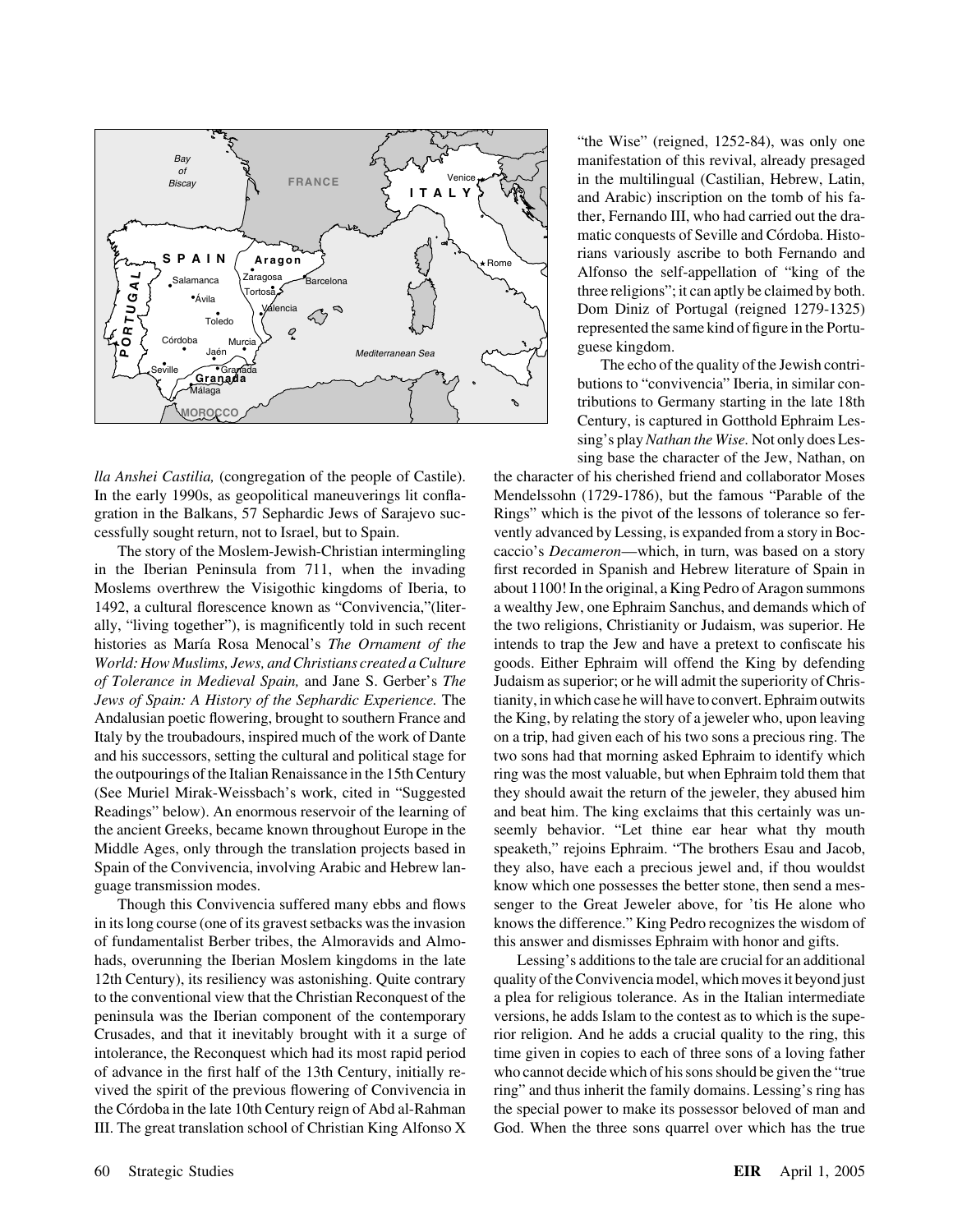*lla Anshei Castilia,* (congregation of the people of Castile). In the early 1990s, as geopolitical maneuverings lit conflagration in the Balkans, 57 Sephardic Jews of Sarajevo successfully sought return, not to Israel, but to Spain.

The story of the Moslem-Jewish-Christian intermingling in the Iberian Peninsula from 711, when the invading Moslems overthrew the Visigothic kingdoms of Iberia, to 1492, a cultural florescence known as "Convivencia,"(literally, "living together"), is magnificently told in such recent histories as María Rosa Menocal's *The Ornament of the World: How Muslims, Jews, and Christians created a Culture of Tolerance in Medieval Spain,* and Jane S. Gerber's *The Jews of Spain: A History of the Sephardic Experience.* The Andalusian poetic flowering, brought to southern France and Italy by the troubadours, inspired much of the work of Dante and his successors, setting the cultural and political stage for the outpourings of the Italian Renaissance in the 15th Century (See Muriel Mirak-Weissbach's work, cited in "Suggested Readings" below). An enormous reservoir of the learning of the ancient Greeks, became known throughout Europe in the Middle Ages, only through the translation projects based in Spain of the Convivencia, involving Arabic and Hebrew language transmission modes.

Though this Convivencia suffered many ebbs and flows in its long course (one of its gravest setbacks was the invasion of fundamentalist Berber tribes, the Almoravids and Almohads, overunning the Iberian Moslem kingdoms in the late 12th Century), its resiliency was astonishing. Quite contrary to the conventional view that the Christian Reconquest of the peninsula was the Iberian component of the contemporary Crusades, and that it inevitably brought with it a surge of intolerance, the Reconquest which had its most rapid period of advance in the first half of the 13th Century, initially revived the spirit of the previous flowering of Convivencia in the Córdoba in the late 10th Century reign of Abd al-Rahman III. The great translation school of Christian King Alfonso X "the Wise" (reigned, 1252-84), was only one manifestation of this revival, already presaged in the multilingual (Castilian, Hebrew, Latin, and Arabic) inscription on the tomb of his father, Fernando III, who had carried out the dramatic conquests of Seville and Córdoba. Historians variously ascribe to both Fernando and Alfonso the self-appellation of "king of the three religions"; it can aptly be claimed by both. Dom Diniz of Portugal (reigned 1279-1325) represented the same kind of figure in the Portuguese kingdom.

The echo of the quality of the Jewish contributions to "convivencia" Iberia, in similar contributions to Germany starting in the late 18th Century, is captured in Gotthold Ephraim Lessing's play *Nathan the Wise.* Not only does Lessing base the character of the Jew, Nathan, on the character of his cherished friend and collaborator Moses Mendelssohn (1729-1786), but the famous "Parable of the Rings" which is the pivot of the lessons of tolerance so fervently advanced by Lessing, is expanded from a story in Boccaccio's *Decameron*—which, in turn, was based on a story first recorded in Spanish and Hebrew literature of Spain in about 1100! In the original, a King Pedro of Aragon summons a wealthy Jew, one Ephraim Sanchus, and demands which of the two religions, Christianity or Judaism, was superior. He intends to trap the Jew and have a pretext to confiscate his goods. Either Ephraim will offend the King by defending Judaism as superior; or he will admit the superiority of Christianity, in which case he will have to convert. Ephraim outwits the King, by relating the story of a jeweler who, upon leaving on a trip, had given each of his two sons a precious ring. The two sons had that morning asked Ephraim to identify which ring was the most valuable, but when Ephraim told them that they should await the return of the jeweler, they abused him and beat him. The king exclaims that this certainly was unseemly behavior. "Let thine ear hear what thy mouth speaketh," rejoins Ephraim. "The brothers Esau and Jacob, they also, have each a precious jewel and, if thou wouldst know which one possesses the better stone, then send a messenger to the Great Jeweler above, for 'tis He alone who knows the difference." King Pedro recognizes the wisdom of this answer and dismisses Ephraim with honor and gifts.

Lessing's additions to the tale are crucial for an additional quality of the Convivencia model, which moves it beyond just a plea for religious tolerance. As in the Italian intermediate versions, he adds Islam to the contest as to which is the superior religion. And he adds a crucial quality to the ring, this time given in copies to each of three sons of a loving father who cannot decide which of his sons should be given the "true ring" and thus inherit the family domains. Lessing's ring has the special power to make its possessor beloved of man and God. When the three sons quarrel over which has the true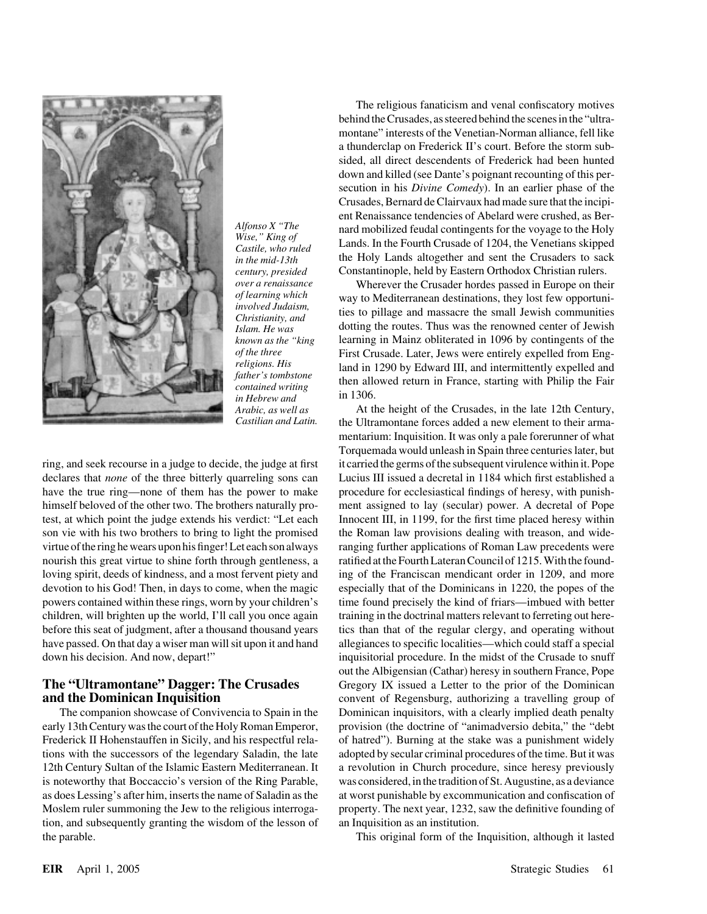*Alfonso X "The Wise," King of Castile, who ruled in the mid-13th century, presided over a renaissance of learning which involved Judaism, Christianity, and Islam. He was known as the "king of the three religions. His father's tombstone contained writing in Hebrew and Arabic, as well as Castilian and Latin.*

ring, and seek recourse in a judge to decide, the judge at first declares that *none* of the three bitterly quarreling sons can have the true ring—none of them has the power to make himself beloved of the other two. The brothers naturally protest, at which point the judge extends his verdict: "Let each son vie with his two brothers to bring to light the promised virtue of the ring he wears upon his finger! Let each son always nourish this great virtue to shine forth through gentleness, a loving spirit, deeds of kindness, and a most fervent piety and devotion to his God! Then, in days to come, when the magic powers contained within these rings, worn by your children's children, will brighten up the world, I'll call you once again before this seat of judgment, after a thousand thousand years have passed. On that day a wiser man will sit upon it and hand down his decision. And now, depart!"

## The "Ultramontane" Dagger: The Crusades and the Dominican Inquisition

The companion showcase of Convivencia to Spain in the early 13th Century was the court of the Holy Roman Emperor, Frederick II Hohenstauffen in Sicily, and his respectful relations with the successors of the legendary Saladin, the late 12th Century Sultan of the Islamic Eastern Mediterranean. It is noteworthy that Boccaccio's version of the Ring Parable, as does Lessing's after him, inserts the name of Saladin as the Moslem ruler summoning the Jew to the religious interrogation, and subsequently granting the wisdom of the lesson of the parable.

The religious fanaticism and venal confiscatory motives behind the Crusades, as steered behind the scenes in the "ultramontane" interests of the Venetian-Norman alliance, fell like a thunderclap on Frederick II's court. Before the storm subsided, all direct descendents of Frederick had been hunted down and killed (see Dante's poignant recounting of this persecution in his *Divine Comedy*). In an earlier phase of the Crusades, Bernard de Clairvaux had made sure that the incipient Renaissance tendencies of Abelard were crushed, as Bernard mobilized feudal contingents for the voyage to the Holy Lands. In the Fourth Crusade of 1204, the Venetians skipped the Holy Lands altogether and sent the Crusaders to sack Constantinople, held by Eastern Orthodox Christian rulers.

Wherever the Crusader hordes passed in Europe on their way to Mediterranean destinations, they lost few opportunities to pillage and massacre the small Jewish communities dotting the routes. Thus was the renowned center of Jewish learning in Mainz obliterated in 1096 by contingents of the First Crusade. Later, Jews were entirely expelled from England in 1290 by Edward III, and intermittently expelled and then allowed return in France, starting with Philip the Fair in 1306.

At the height of the Crusades, in the late 12th Century, the Ultramontane forces added a new element to their armamentarium: Inquisition. It was only a pale forerunner of what Torquemada would unleash in Spain three centuries later, but it carried the germs of the subsequent virulence within it. Pope Lucius III issued a decretal in 1184 which first established a procedure for ecclesiastical findings of heresy, with punishment assigned to lay (secular) power. A decretal of Pope Innocent III, in 1199, for the first time placed heresy within the Roman law provisions dealing with treason, and wide-ranging further applications of Roman Law precedents were ratified at the Fourth Lateran Council of 1215. With the founding of the Franciscan mendicant order in 1209, and more especially that of the Dominicans in 1220, the popes of the time found precisely the kind of friars—imbued with better training in the doctrinal matters relevant to ferreting out heretics than that of the regular clergy, and operating without allegiances to specific localities—which could staff a special inquisitorial procedure. In the midst of the Crusade to snuff out the Albigensian (Cathar) heresy in southern France, Pope Gregory IX issued a Letter to the prior of the Dominican convent of Regensburg, authorizing a travelling group of Dominican inquisitors, with a clearly implied death penalty provision (the doctrine of "animadversio debita," the "debt of hatred"). Burning at the stake was a punishment widely adopted by secular criminal procedures of the time. But it was a revolution in Church procedure, since heresy previously was considered, in the tradition of St. Augustine, as a deviance at worst punishable by excommunication and confiscation of property. The next year, 1232, saw the definitive founding of an Inquisition as an institution.

This original form of the Inquisition, although it lasted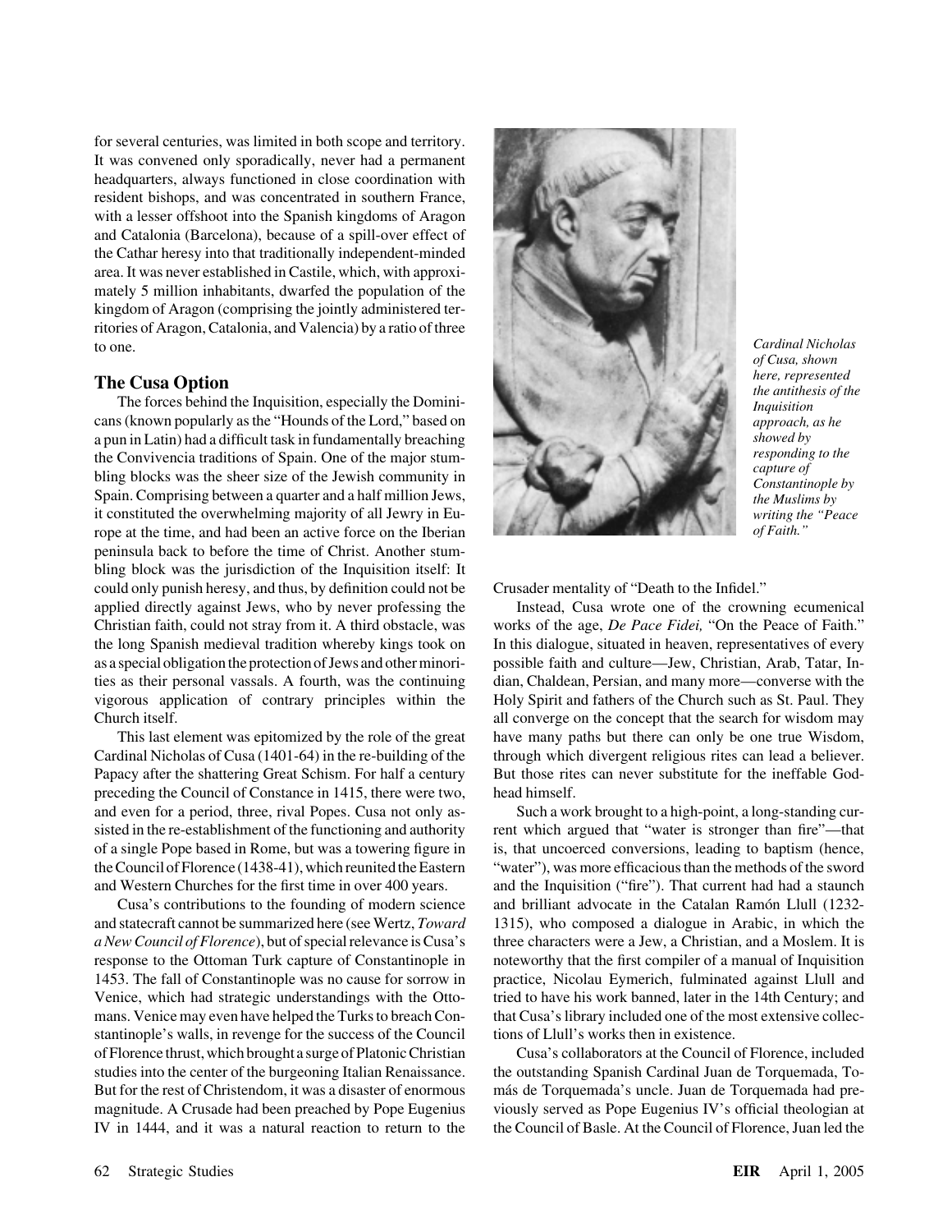for several centuries, was limited in both scope and territory. It was convened only sporadically, never had a permanent headquarters, always functioned in close coordination with resident bishops, and was concentrated in southern France, with a lesser offshoot into the Spanish kingdoms of Aragon and Catalonia (Barcelona), because of a spill-over effect of the Cathar heresy into that traditionally independent-minded area. It was never established in Castile, which, with approximately 5 million inhabitants, dwarfed the population of the kingdom of Aragon (comprising the jointly administered territories of Aragon, Catalonia, and Valencia) by a ratio of three to one.

## The Cusa Option

The forces behind the Inquisition, especially the Dominicans (known popularly as the "Hounds of the Lord," based on a pun in Latin) had a difficult task in fundamentally breaching the Convivencia traditions of Spain. One of the major stumbling blocks was the sheer size of the Jewish community in Spain. Comprising between a quarter and a half million Jews, it constituted the overwhelming majority of all Jewry in Europe at the time, and had been an active force on the Iberian peninsula back to before the time of Christ. Another stumbling block was the jurisdiction of the Inquisition itself: It could only punish heresy, and thus, by definition could not be applied directly against Jews, who by never professing the Christian faith, could not stray from it. A third obstacle, was the long Spanish medieval tradition whereby kings took on as a special obligation the protection of Jews and other minorities as their personal vassals. A fourth, was the continuing vigorous application of contrary principles within the Church itself.

This last element was epitomized by the role of the great Cardinal Nicholas of Cusa (1401-64) in the re-building of the Papacy after the shattering Great Schism. For half a century preceding the Council of Constance in 1415, there were two, and even for a period, three, rival Popes. Cusa not only assisted in the re-establishment of the functioning and authority of a single Pope based in Rome, but was a towering figure in the Council of Florence (1438-41), which reunited the Eastern and Western Churches for the first time in over 400 years.

Cusa's contributions to the founding of modern science and statecraft cannot be summarized here (see Wertz, *Toward a New Council of Florence*), but of special relevance is Cusa's response to the Ottoman Turk capture of Constantinople in 1453. The fall of Constantinople was no cause for sorrow in Venice, which had strategic understandings with the Ottomans. Venice may even have helped the Turks to breach Constantinople's walls, in revenge for the success of the Council of Florence thrust, which brought a surge of Platonic Christian studies into the center of the burgeoning Italian Renaissance. But for the rest of Christendom, it was a disaster of enormous magnitude. A Crusade had been preached by Pope Eugenius IV in 1444, and it was a natural reaction to return to the Crusader mentality of "Death to the Infidel."

*Cardinal Nicholas of Cusa, shown here, represented the antithesis of the Inquisition approach, as he showed by responding to the capture of Constantinople by the Muslims by writing the "Peace of Faith."*

Instead, Cusa wrote one of the crowning ecumenical works of the age, *De Pace Fidei,* "On the Peace of Faith." In this dialogue, situated in heaven, representatives of every possible faith and culture—Jew, Christian, Arab, Tatar, Indian, Chaldean, Persian, and many more—converse with the Holy Spirit and fathers of the Church such as St. Paul. They all converge on the concept that the search for wisdom may have many paths but there can only be one true Wisdom, through which divergent religious rites can lead a believer. But those rites can never substitute for the ineffable Godhead himself.

Such a work brought to a high-point, a long-standing current which argued that "water is stronger than fire"—that is, that uncoerced conversions, leading to baptism (hence, "water"), was more efficacious than the methods of the sword and the Inquisition ("fire"). That current had had a staunch and brilliant advocate in the Catalan Ramón Llull (1232-1315), who composed a dialogue in Arabic, in which the three characters were a Jew, a Christian, and a Moslem. It is noteworthy that the first compiler of a manual of Inquisition practice, Nicolau Eymerich, fulminated against Llull and tried to have his work banned, later in the 14th Century; and that Cusa's library included one of the most extensive collections of Llull's works then in existence.

Cusa's collaborators at the Council of Florence, included the outstanding Spanish Cardinal Juan de Torquemada, Tomás de Torquemada's uncle. Juan de Torquemada had previously served as Pope Eugenius IV's official theologian at the Council of Basle. At the Council of Florence, Juan led the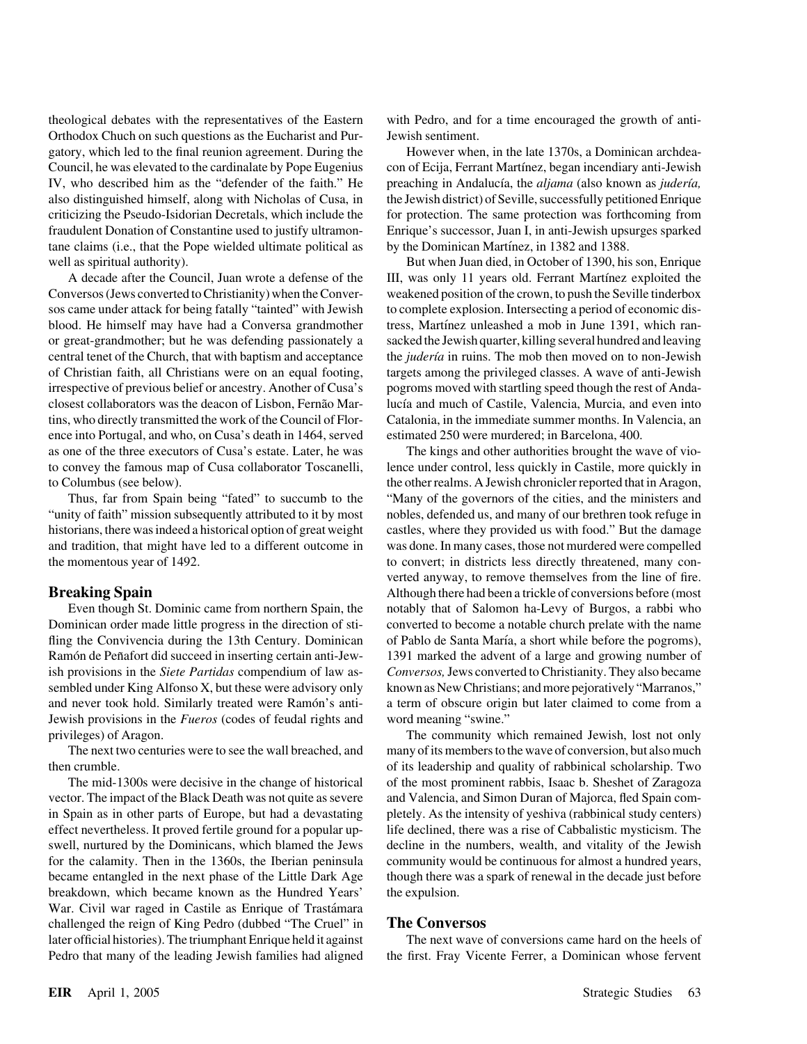theological debates with the representatives of the Eastern Orthodox Chuch on such questions as the Eucharist and Purgatory, which led to the final reunion agreement. During the Council, he was elevated to the cardinalate by Pope Eugenius IV, who described him as the "defender of the faith." He also distinguished himself, along with Nicholas of Cusa, in criticizing the Pseudo-Isidorian Decretals, which include the fraudulent Donation of Constantine used to justify ultramontane claims (i.e., that the Pope wielded ultimate political as well as spiritual authority).

A decade after the Council, Juan wrote a defense of the Conversos (Jews converted to Christianity) when the Conversos came under attack for being fatally "tainted" with Jewish blood. He himself may have had a Conversa grandmother or great-grandmother; but he was defending passionately a central tenet of the Church, that with baptism and acceptance of Christian faith, all Christians were on an equal footing, irrespective of previous belief or ancestry. Another of Cusa's closest collaborators was the deacon of Lisbon, Fernão Martins, who directly transmitted the work of the Council of Florence into Portugal, and who, on Cusa's death in 1464, served as one of the three executors of Cusa's estate. Later, he was to convey the famous map of Cusa collaborator Toscanelli, to Columbus (see below).

Thus, far from Spain being "fated" to succumb to the "unity of faith" mission subsequently attributed to it by most historians, there was indeed a historical option of great weight and tradition, that might have led to a different outcome in the momentous year of 1492.

## Breaking Spain

Even though St. Dominic came from northern Spain, the Dominican order made little progress in the direction of stifling the Convivencia during the 13th Century. Dominican Ramón de Peñafort did succeed in inserting certain anti-Jewish provisions in the *Siete Partidas* compendium of law assembled under King Alfonso X, but these were advisory only and never took hold. Similarly treated were Ramón's anti-Jewish provisions in the *Fueros* (codes of feudal rights and privileges) of Aragon.

The next two centuries were to see the wall breached, and then crumble.

The mid-1300s were decisive in the change of historical vector. The impact of the Black Death was not quite as severe in Spain as in other parts of Europe, but had a devastating effect nevertheless. It proved fertile ground for a popular upswell, nurtured by the Dominicans, which blamed the Jews for the calamity. Then in the 1360s, the Iberian peninsula became entangled in the next phase of the Little Dark Age breakdown, which became known as the Hundred Years' War. Civil war raged in Castile as Enrique of Trastámara challenged the reign of King Pedro (dubbed "The Cruel" in later official histories). The triumphant Enrique held it against Pedro that many of the leading Jewish families had aligned with Pedro, and for a time encouraged the growth of anti-Jewish sentiment.

However when, in the late 1370s, a Dominican archdeacon of Ecija, Ferrant Martínez, began incendiary anti-Jewish preaching in Andalucía, the *aljama* (also known as *judería,* the Jewish district) of Seville, successfully petitioned Enrique for protection. The same protection was forthcoming from Enrique's successor, Juan I, in anti-Jewish upsurges sparked by the Dominican Martínez, in 1382 and 1388.

But when Juan died, in October of 1390, his son, Enrique III, was only 11 years old. Ferrant Martínez exploited the weakened position of the crown, to push the Seville tinderbox to complete explosion. Intersecting a period of economic distress, Martínez unleashed a mob in June 1391, which ransacked the Jewish quarter, killing several hundred and leaving the *judería* in ruins. The mob then moved on to non-Jewish targets among the privileged classes. A wave of anti-Jewish pogroms moved with startling speed though the rest of Andalucía and much of Castile, Valencia, Murcia, and even into Catalonia, in the immediate summer months. In Valencia, an estimated 250 were murdered; in Barcelona, 400.

The kings and other authorities brought the wave of violence under control, less quickly in Castile, more quickly in the other realms. A Jewish chronicler reported that in Aragon, "Many of the governors of the cities, and the ministers and nobles, defended us, and many of our brethren took refuge in castles, where they provided us with food." But the damage was done. In many cases, those not murdered were compelled to convert; in districts less directly threatened, many converted anyway, to remove themselves from the line of fire. Although there had been a trickle of conversions before (most notably that of Salomon ha-Levy of Burgos, a rabbi who converted to become a notable church prelate with the name of Pablo de Santa María, a short while before the pogroms), 1391 marked the advent of a large and growing number of *Conversos,* Jews converted to Christianity. They also became known as New Christians; and more pejoratively "Marranos," a term of obscure origin but later claimed to come from a word meaning "swine."

The community which remained Jewish, lost not only many of its members to the wave of conversion, but also much of its leadership and quality of rabbinical scholarship. Two of the most prominent rabbis, Isaac b. Sheshet of Zaragoza and Valencia, and Simon Duran of Majorca, fled Spain completely. As the intensity of yeshiva (rabbinical study centers) life declined, there was a rise of Cabbalistic mysticism. The decline in the numbers, wealth, and vitality of the Jewish community would be continuous for almost a hundred years, though there was a spark of renewal in the decade just before the expulsion.

## The Conversos

The next wave of conversions came hard on the heels of the first. Fray Vicente Ferrer, a Dominican whose fervent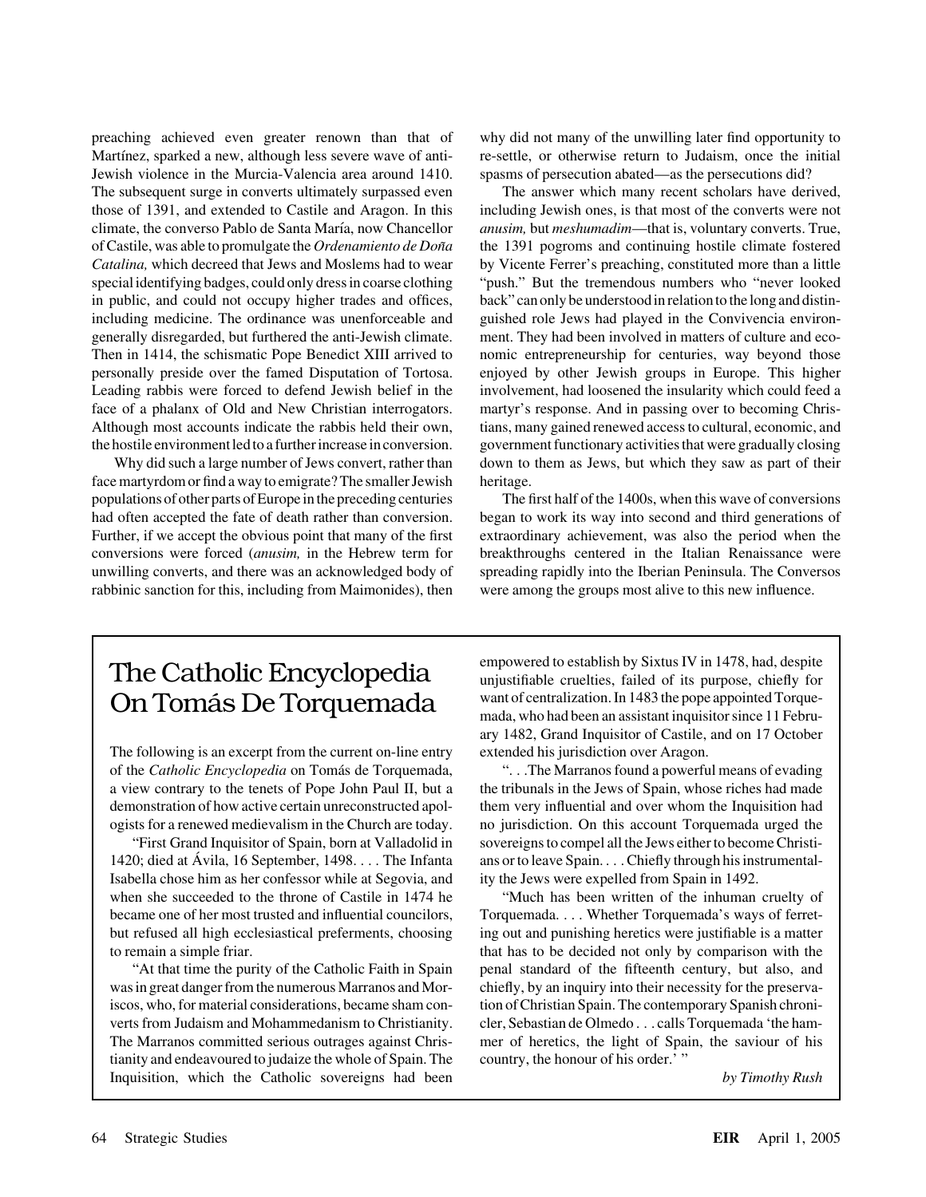preaching achieved even greater renown than that of Martínez, sparked a new, although less severe wave of anti-Jewish violence in the Murcia-Valencia area around 1410. The subsequent surge in converts ultimately surpassed even those of 1391, and extended to Castile and Aragon. In this climate, the converso Pablo de Santa María, now Chancellor of Castile, was able to promulgate the *Ordenamiento de Doña Catalina,* which decreed that Jews and Moslems had to wear special identifying badges, could only dress in coarse clothing in public, and could not occupy higher trades and offices, including medicine. The ordinance was unenforceable and generally disregarded, but furthered the anti-Jewish climate. Then in 1414, the schismatic Pope Benedict XIII arrived to personally preside over the famed Disputation of Tortosa. Leading rabbis were forced to defend Jewish belief in the face of a phalanx of Old and New Christian interrogators. Although most accounts indicate the rabbis held their own, the hostile environment led to a further increase in conversion.

Why did such a large number of Jews convert, rather than face martyrdom or find a way to emigrate? The smaller Jewish populations of other parts of Europe in the preceding centuries had often accepted the fate of death rather than conversion. Further, if we accept the obvious point that many of the first conversions were forced (*anusim,* in the Hebrew term for unwilling converts, and there was an acknowledged body of rabbinic sanction for this, including from Maimonides), then why did not many of the unwilling later find opportunity to re-settle, or otherwise return to Judaism, once the initial spasms of persecution abated—as the persecutions did?

The answer which many recent scholars have derived, including Jewish ones, is that most of the converts were not *anusim,* but *meshumadim*—that is, voluntary converts. True, the 1391 pogroms and continuing hostile climate fostered by Vicente Ferrer's preaching, constituted more than a little "push." But the tremendous numbers who "never looked back" can only be understood in relation to the long and distinguished role Jews had played in the Convivencia environment. They had been involved in matters of culture and economic entrepreneurship for centuries, way beyond those enjoyed by other Jewish groups in Europe. This higher involvement, had loosened the insularity which could feed a martyr's response. And in passing over to becoming Christians, many gained renewed access to cultural, economic, and government functionary activities that were gradually closing down to them as Jews, but which they saw as part of their heritage.

The first half of the 1400s, when this wave of conversions began to work its way into second and third generations of extraordinary achievement, was also the period when the breakthroughs centered in the Italian Renaissance were spreading rapidly into the Iberian Peninsula. The Conversos were among the groups most alive to this new influence.

## The Catholic Encyclopedia On Tomás De Torquemada

The following is an excerpt from the current on-line entry of the *Catholic Encyclopedia* on Tomás de Torquemada, a view contrary to the tenets of Pope John Paul II, but a demonstration of how active certain unreconstructed apologists for a renewed medievalism in the Church are today.

"First Grand Inquisitor of Spain, born at Valladolid in 1420; died at Ávila, 16 September, 1498. . . . The Infanta Isabella chose him as her confessor while at Segovia, and when she succeeded to the throne of Castile in 1474 he became one of her most trusted and influential councilors, but refused all high ecclesiastical preferments, choosing to remain a simple friar.

"At that time the purity of the Catholic Faith in Spain was in great danger from the numerous Marranos and Moriscos, who, for material considerations, became sham converts from Judaism and Mohammedanism to Christianity. The Marranos committed serious outrages against Christianity and endeavoured to judaize the whole of Spain. The Inquisition, which the Catholic sovereigns had been empowered to establish by Sixtus IV in 1478, had, despite unjustifiable cruelties, failed of its purpose, chiefly for want of centralization. In 1483 the pope appointed Torquemada, who had been an assistant inquisitor since 11 February 1482, Grand Inquisitor of Castile, and on 17 October extended his jurisdiction over Aragon.

". . .The Marranos found a powerful means of evading the tribunals in the Jews of Spain, whose riches had made them very influential and over whom the Inquisition had no jurisdiction. On this account Torquemada urged the sovereigns to compel all the Jews either to become Christians or to leave Spain. . . . Chiefly through his instrumentality the Jews were expelled from Spain in 1492.

"Much has been written of the inhuman cruelty of Torquemada. . . . Whether Torquemada's ways of ferreting out and punishing heretics were justifiable is a matter that has to be decided not only by comparison with the penal standard of the fifteenth century, but also, and chiefly, by an inquiry into their necessity for the preservation of Christian Spain. The contemporary Spanish chronicler, Sebastian de Olmedo . . . calls Torquemada 'the hammer of heretics, the light of Spain, the saviour of his country, the honour of his order.' "

*by Timothy Rush*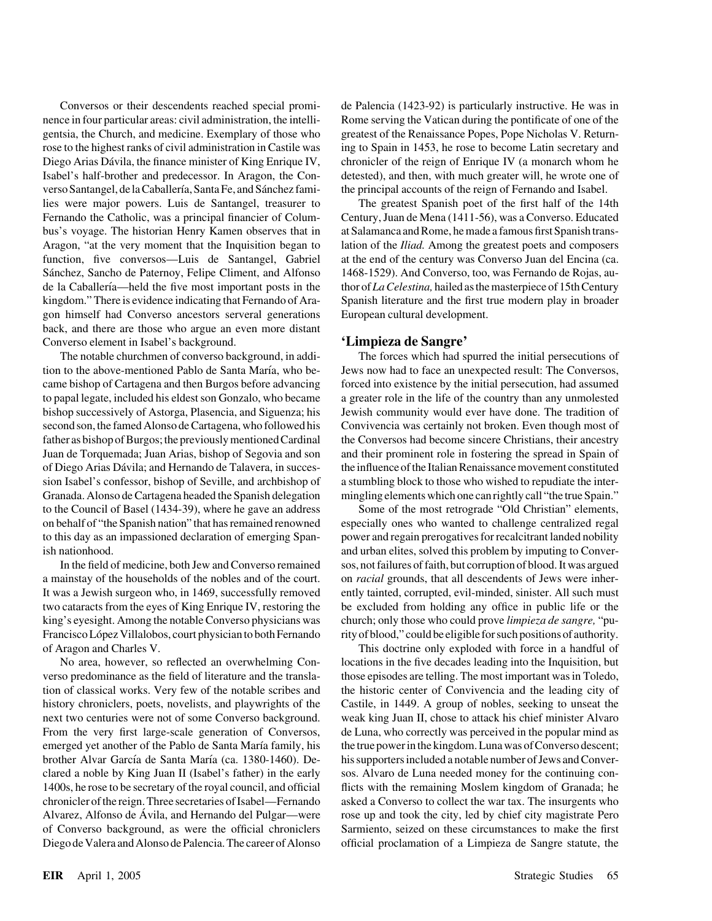Conversos or their descendents reached special prominence in four particular areas: civil administration, the intelligentsia, the Church, and medicine. Exemplary of those who rose to the highest ranks of civil administration in Castile was Diego Arias Dávila, the finance minister of King Enrique IV, Isabel's half-brother and predecessor. In Aragon, the Converso Santangel, de la Caballería, Santa Fe, and Sánchez families were major powers. Luis de Santangel, treasurer to Fernando the Catholic, was a principal financier of Columbus's voyage. The historian Henry Kamen observes that in Aragon, "at the very moment that the Inquisition began to function, five conversos—Luis de Santangel, Gabriel Sánchez, Sancho de Paternoy, Felipe Climent, and Alfonso de la Caballería—held the five most important posts in the kingdom." There is evidence indicating that Fernando of Aragon himself had Converso ancestors serveral generations back, and there are those who argue an even more distant Converso element in Isabel's background.

The notable churchmen of converso background, in addition to the above-mentioned Pablo de Santa María, who became bishop of Cartagena and then Burgos before advancing to papal legate, included his eldest son Gonzalo, who became bishop successively of Astorga, Plasencia, and Siguenza; his second son, the famed Alonso de Cartagena, who followed his father as bishop of Burgos; the previously mentioned Cardinal Juan de Torquemada; Juan Arias, bishop of Segovia and son of Diego Arias Dávila; and Hernando de Talavera, in succession Isabel's confessor, bishop of Seville, and archbishop of Granada. Alonso de Cartagena headed the Spanish delegation to the Council of Basel (1434-39), where he gave an address on behalf of "the Spanish nation" that has remained renowned to this day as an impassioned declaration of emerging Spanish nationhood.

In the field of medicine, both Jew and Converso remained a mainstay of the households of the nobles and of the court. It was a Jewish surgeon who, in 1469, successfully removed two cataracts from the eyes of King Enrique IV, restoring the king's eyesight. Among the notable Converso physicians was Francisco López Villalobos, court physician to both Fernando of Aragon and Charles V.

No area, however, so reflected an overwhelming Converso predominance as the field of literature and the translation of classical works. Very few of the notable scribes and history chroniclers, poets, novelists, and playwrights of the next two centuries were not of some Converso background. From the very first large-scale generation of Conversos, emerged yet another of the Pablo de Santa María family, his brother Alvar García de Santa María (ca. 1380-1460). Declared a noble by King Juan II (Isabel's father) in the early 1400s, he rose to be secretary of the royal council, and official chronicler of the reign. Three secretaries of Isabel—Fernando Alvarez, Alfonso de Ávila, and Hernando del Pulgar—were of Converso background, as were the official chroniclers Diego de Valera and Alonso de Palencia. The career of Alonso de Palencia (1423-92) is particularly instructive. He was in Rome serving the Vatican during the pontificate of one of the greatest of the Renaissance Popes, Pope Nicholas V. Returning to Spain in 1453, he rose to become Latin secretary and chronicler of the reign of Enrique IV (a monarch whom he detested), and then, with much greater will, he wrote one of the principal accounts of the reign of Fernando and Isabel.

The greatest Spanish poet of the first half of the 14th Century, Juan de Mena (1411-56), was a Converso. Educated at Salamanca and Rome, he made a famous first Spanish translation of the *Iliad.* Among the greatest poets and composers at the end of the century was Converso Juan del Encina (ca. 1468-1529). And Converso, too, was Fernando de Rojas, author of *La Celestina,* hailed as the masterpiece of 15th Century Spanish literature and the first true modern play in broader European cultural development.

## 'Limpieza de Sangre'

The forces which had spurred the initial persecutions of Jews now had to face an unexpected result: The Conversos, forced into existence by the initial persecution, had assumed a greater role in the life of the country than any unmolested Jewish community would ever have done. The tradition of Convivencia was certainly not broken. Even though most of the Conversos had become sincere Christians, their ancestry and their prominent role in fostering the spread in Spain of the influence of the Italian Renaissance movement constituted a stumbling block to those who wished to repudiate the intermingling elements which one can rightly call "the true Spain."

Some of the most retrograde "Old Christian" elements, especially ones who wanted to challenge centralized regal power and regain prerogatives for recalcitrant landed nobility and urban elites, solved this problem by imputing to Conversos, not failures of faith, but corruption of blood. It was argued on *racial* grounds, that all descendents of Jews were inherently tainted, corrupted, evil-minded, sinister. All such must be excluded from holding any office in public life or the church; only those who could prove *limpieza de sangre,* "purity of blood," could be eligible for such positions of authority.

This doctrine only exploded with force in a handful of locations in the five decades leading into the Inquisition, but those episodes are telling. The most important was in Toledo, the historic center of Convivencia and the leading city of Castile, in 1449. A group of nobles, seeking to unseat the weak king Juan II, chose to attack his chief minister Alvaro de Luna, who correctly was perceived in the popular mind as the true power in the kingdom. Luna was of Converso descent; his supporters included a notable number of Jews and Conversos. Alvaro de Luna needed money for the continuing conflicts with the remaining Moslem kingdom of Granada; he asked a Converso to collect the war tax. The insurgents who rose up and took the city, led by chief city magistrate Pero Sarmiento, seized on these circumstances to make the first official proclamation of a Limpieza de Sangre statute, the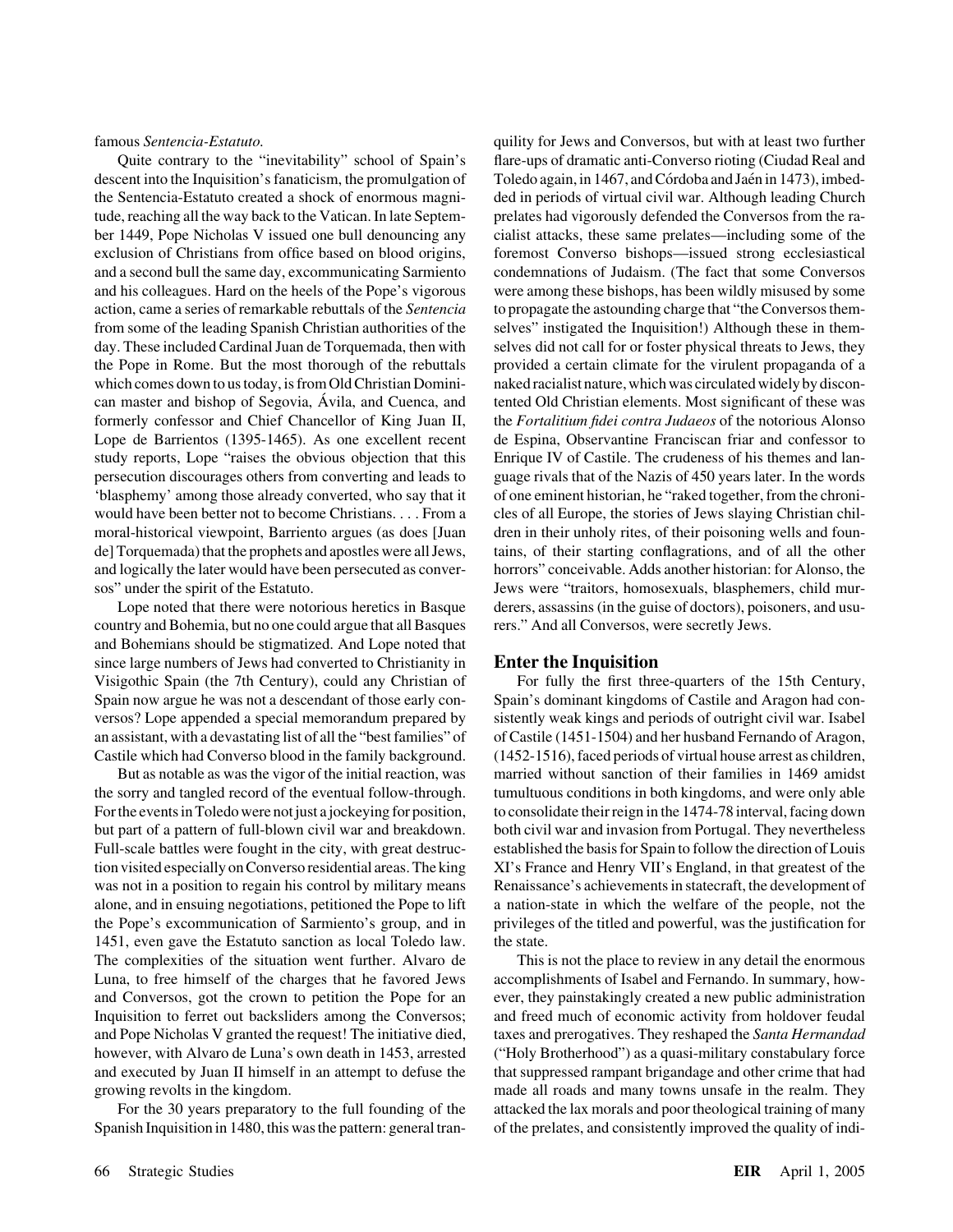famous *Sentencia-Estatuto.*

Quite contrary to the "inevitability" school of Spain's descent into the Inquisition's fanaticism, the promulgation of the Sentencia-Estatuto created a shock of enormous magnitude, reaching all the way back to the Vatican. In late September 1449, Pope Nicholas V issued one bull denouncing any exclusion of Christians from office based on blood origins, and a second bull the same day, excommunicating Sarmiento and his colleagues. Hard on the heels of the Pope's vigorous action, came a series of remarkable rebuttals of the *Sentencia* from some of the leading Spanish Christian authorities of the day. These included Cardinal Juan de Torquemada, then with the Pope in Rome. But the most thorough of the rebuttals which comes down to us today, is from Old Christian Dominican master and bishop of Segovia, Ávila, and Cuenca, and formerly confessor and Chief Chancellor of King Juan II, Lope de Barrientos (1395-1465). As one excellent recent study reports, Lope "raises the obvious objection that this persecution discourages others from converting and leads to 'blasphemy' among those already converted, who say that it would have been better not to become Christians. . . . From a moral-historical viewpoint, Barriento argues (as does [Juan de] Torquemada) that the prophets and apostles were all Jews, and logically the later would have been persecuted as conversos" under the spirit of the Estatuto.

Lope noted that there were notorious heretics in Basque country and Bohemia, but no one could argue that all Basques and Bohemians should be stigmatized. And Lope noted that since large numbers of Jews had converted to Christianity in Visigothic Spain (the 7th Century), could any Christian of Spain now argue he was not a descendant of those early conversos? Lope appended a special memorandum prepared by an assistant, with a devastating list of all the "best families" of Castile which had Converso blood in the family background.

But as notable as was the vigor of the initial reaction, was the sorry and tangled record of the eventual follow-through. For the events in Toledo were not just a jockeying for position, but part of a pattern of full-blown civil war and breakdown. Full-scale battles were fought in the city, with great destruction visited especially on Converso residential areas. The king was not in a position to regain his control by military means alone, and in ensuing negotiations, petitioned the Pope to lift the Pope's excommunication of Sarmiento's group, and in 1451, even gave the Estatuto sanction as local Toledo law. The complexities of the situation went further. Alvaro de Luna, to free himself of the charges that he favored Jews and Conversos, got the crown to petition the Pope for an Inquisition to ferret out backsliders among the Conversos; and Pope Nicholas V granted the request! The initiative died, however, with Alvaro de Luna's own death in 1453, arrested and executed by Juan II himself in an attempt to defuse the growing revolts in the kingdom.

For the 30 years preparatory to the full founding of the Spanish Inquisition in 1480, this was the pattern: general tranquility for Jews and Conversos, but with at least two further flare-ups of dramatic anti-Converso rioting (Ciudad Real and Toledo again, in 1467, and Córdoba and Jaén in 1473), imbedded in periods of virtual civil war. Although leading Church prelates had vigorously defended the Conversos from the racialist attacks, these same prelates—including some of the foremost Converso bishops—issued strong ecclesiastical condemnations of Judaism. (The fact that some Conversos were among these bishops, has been wildly misused by some to propagate the astounding charge that "the Conversos themselves" instigated the Inquisition!) Although these in themselves did not call for or foster physical threats to Jews, they provided a certain climate for the virulent propaganda of a naked racialist nature, which was circulated widely by discontented Old Christian elements. Most significant of these was the *Fortalitium fidei contra Judaeos* of the notorious Alonso de Espina, Observantine Franciscan friar and confessor to Enrique IV of Castile. The crudeness of his themes and language rivals that of the Nazis of 450 years later. In the words of one eminent historian, he "raked together, from the chronicles of all Europe, the stories of Jews slaying Christian children in their unholy rites, of their poisoning wells and fountains, of their starting conflagrations, and of all the other horrors" conceivable. Adds another historian: for Alonso, the Jews were "traitors, homosexuals, blasphemers, child murderers, assassins (in the guise of doctors), poisoners, and usurers." And all Conversos, were secretly Jews.

## Enter the Inquisition

For fully the first three-quarters of the 15th Century, Spain's dominant kingdoms of Castile and Aragon had consistently weak kings and periods of outright civil war. Isabel of Castile (1451-1504) and her husband Fernando of Aragon, (1452-1516), faced periods of virtual house arrest as children, married without sanction of their families in 1469 amidst tumultuous conditions in both kingdoms, and were only able to consolidate their reign in the 1474-78 interval, facing down both civil war and invasion from Portugal. They nevertheless established the basis for Spain to follow the direction of Louis XI's France and Henry VII's England, in that greatest of the Renaissance's achievements in statecraft, the development of a nation-state in which the welfare of the people, not the privileges of the titled and powerful, was the justification for the state.

This is not the place to review in any detail the enormous accomplishments of Isabel and Fernando. In summary, however, they painstakingly created a new public administration and freed much of economic activity from holdover feudal taxes and prerogatives. They reshaped the *Santa Hermandad* ("Holy Brotherhood") as a quasi-military constabulary force that suppressed rampant brigandage and other crime that had made all roads and many towns unsafe in the realm. They attacked the lax morals and poor theological training of many of the prelates, and consistently improved the quality of indi-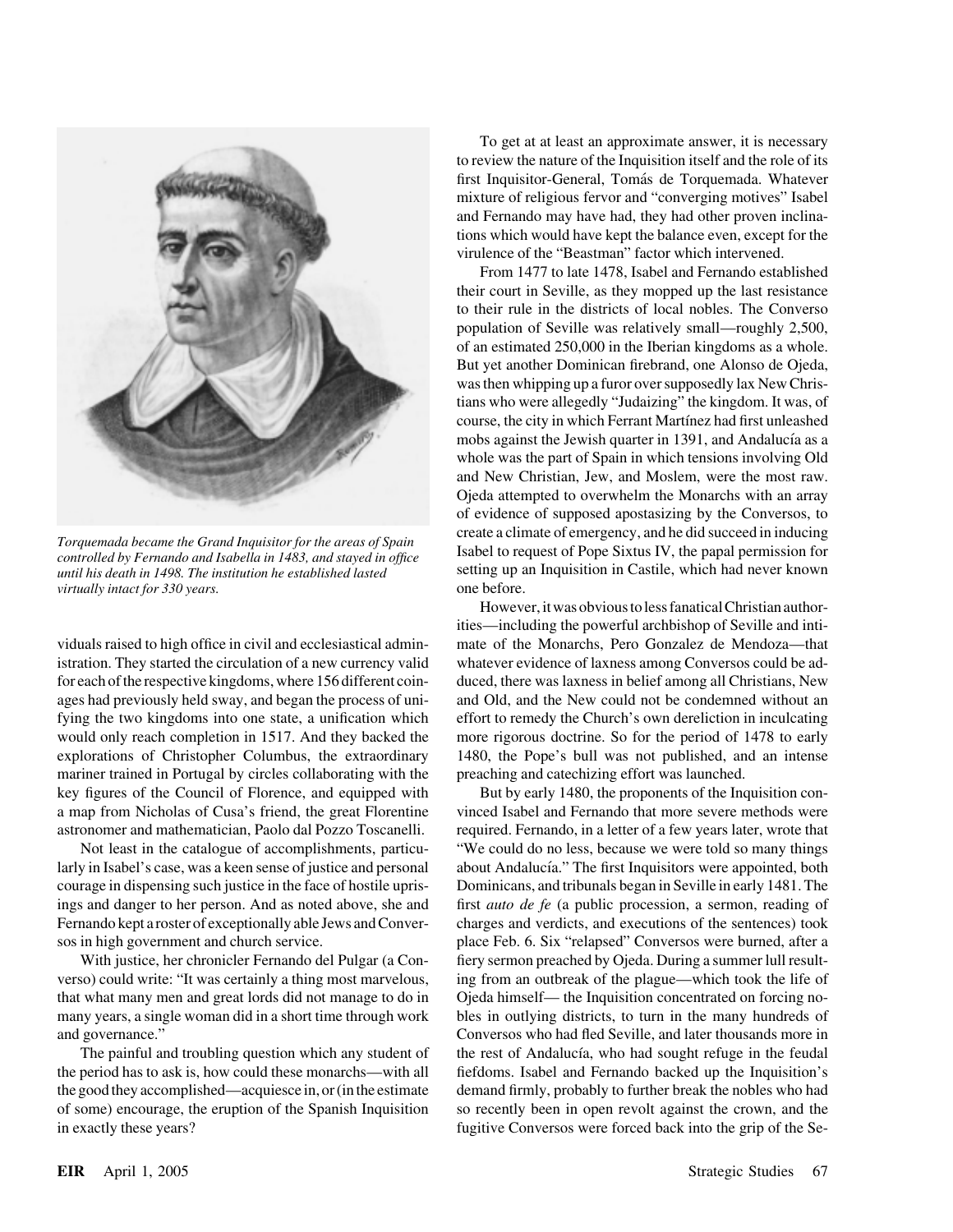*Torquemada became the Grand Inquisitor for the areas of Spain controlled by Fernando and Isabella in 1483, and stayed in office until his death in 1498. The institution he established lasted virtually intact for 330 years.*

viduals raised to high office in civil and ecclesiastical administration. They started the circulation of a new currency valid for each of the respective kingdoms, where 156 different coinages had previously held sway, and began the process of unifying the two kingdoms into one state, a unification which would only reach completion in 1517. And they backed the explorations of Christopher Columbus, the extraordinary mariner trained in Portugal by circles collaborating with the key figures of the Council of Florence, and equipped with a map from Nicholas of Cusa's friend, the great Florentine astronomer and mathematician, Paolo dal Pozzo Toscanelli.

Not least in the catalogue of accomplishments, particularly in Isabel's case, was a keen sense of justice and personal courage in dispensing such justice in the face of hostile uprisings and danger to her person. And as noted above, she and Fernando kept a roster of exceptionally able Jews and Conversos in high government and church service.

With justice, her chronicler Fernando del Pulgar (a Converso) could write: "It was certainly a thing most marvelous, that what many men and great lords did not manage to do in many years, a single woman did in a short time through work and governance."

The painful and troubling question which any student of the period has to ask is, how could these monarchs—with all the good they accomplished—acquiesce in, or (in the estimate of some) encourage, the eruption of the Spanish Inquisition in exactly these years?

To get at least an approximate answer, it is necessary to review the nature of the Inquisition itself and the role of its first Inquisitor-General, Tomás de Torquemada. Whatever mixture of religious fervor and "converging motives" Isabel and Fernando may have had, they had other proven inclinations which would have kept the balance even, except for the virulence of the "Beastman" factor which intervened.

From 1477 to late 1478, Isabel and Fernando established their court in Seville, as they mopped up the last resistance to their rule in the districts of local nobles. The Converso population of Seville was relatively small—roughly 2,500, of an estimated 250,000 in the Iberian kingdoms as a whole. But yet another Dominican firebrand, one Alonso de Ojeda, was then whipping up a furor over supposedly lax New Christians who were allegedly "Judaizing" the kingdom. It was, of course, the city in which Ferrant Martínez had first unleashed mobs against the Jewish quarter in 1391, and Andalucía as a whole was the part of Spain in which tensions involving Old and New Christian, Jew, and Moslem, were the most raw. Ojeda attempted to overwhelm the Monarchs with an array of evidence of supposed apostasizing by the Conversos, to create a climate of emergency, and he did succeed in inducing Isabel to request of Pope Sixtus IV, the papal permission for setting up an Inquisition in Castile, which had never known one before.

However, it was obvious to less fanatical Christian authorities—including the powerful archbishop of Seville and intimate of the Monarchs, Pero Gonzalez de Mendoza—that whatever evidence of laxness among Conversos could be adduced, there was laxness in belief among all Christians, New and Old, and the New could not be condemned without an effort to remedy the Church's own dereliction in inculcating the more rigorous doctrine. So for the period of 1478 to early 1480, the Pope's bull was not published, and an intense preaching and catechizing effort was launched.

But by early 1480, the proponents of the Inquisition convinced Isabel and Fernando that more severe methods were required. Fernando, in a letter of a few years later, wrote that "We could do no less, because we were told so many things about Andalucía." The first Inquisitors were appointed, both Dominicans, and tribunals began in Seville in early 1481. The first *auto de fe* (a public procession, a sermon, reading of charges and verdicts, and executions of the sentences) took place Feb. 6. Six "relapsed" Conversos were burned, after a fiery sermon preached by Ojeda. During a summer lull resulting from an outbreak of the plague—which took the life of Ojeda himself— the Inquisition concentrated on forcing nobles in outlying districts, to turn in the many hundreds of Conversos who had fled Seville, and later thousands more in the rest of Andalucía, who had sought refuge in the feudal fiefdoms. Isabel and Fernando backed up the Inquisition's demand firmly, probably to further break the nobles who had so recently been in open revolt against the crown, and the fugitive Conversos were forced back into the grip of the Se-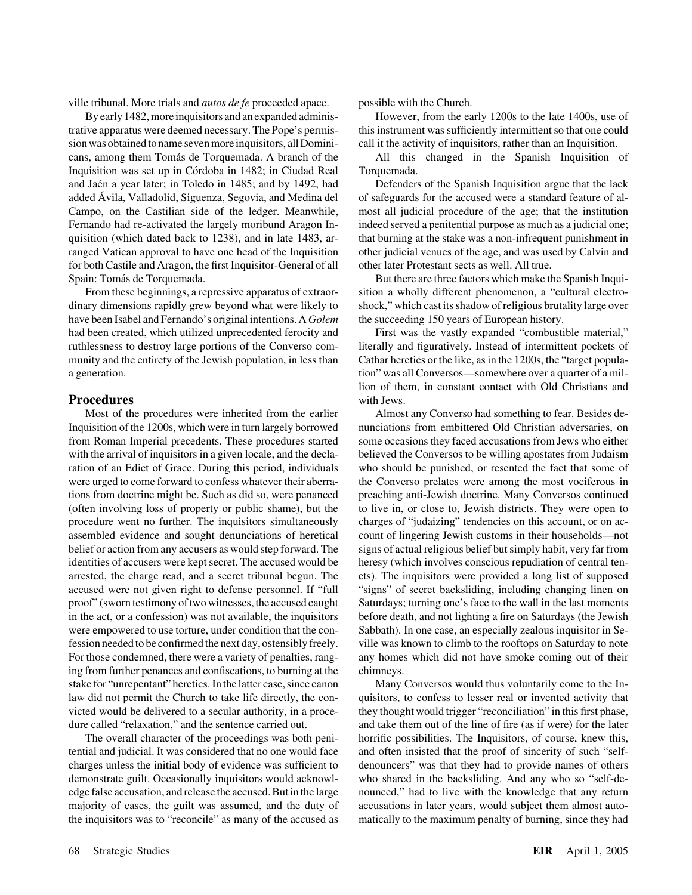ville tribunal. More trials and *autos de fe* proceeded apace.

By early 1482, more inquisitors and an expanded administrative apparatus were deemed necessary. The Pope's permission was obtained to name seven more inquisitors, all Dominicans, among them Tomás de Torquemada. A branch of the Inquisition was set up in Córdoba in 1482; in Ciudad Real and Jaén a year later; in Toledo in 1485; and by 1492, had added Ávila, Valladolid, Siguenza, Segovia, and Medina del Campo, on the Castilian side of the ledger. Meanwhile, Fernando had re-activated the largely moribund Aragon Inquisition (which dated back to 1238), and in late 1483, arranged Vatican approval to have one head of the Inquisition for both Castile and Aragon, the first Inquisitor-General of all Spain: Tomás de Torquemada.

From these beginnings, a repressive apparatus of extraordinary dimensions rapidly grew beyond what were likely to have been Isabel and Fernando's original intentions. A *Golem* had been created, which utilized unprecedented ferocity and ruthlessness to destroy large portions of the Converso community and the entirety of the Jewish population, in less than a generation.

## Procedures

Most of the procedures were inherited from the earlier Inquisition of the 1200s, which were in turn largely borrowed from Roman Imperial precedents. These procedures started with the arrival of inquisitors in a given locale, and the declaration of an Edict of Grace. During this period, individuals were urged to come forward to confess whatever their aberrations from doctrine might be. Such as did so, were penanced (often involving loss of property or public shame), but the procedure went no further. The inquisitors simultaneously assembled evidence and sought denunciations of heretical belief or action from any accusers as would step forward. The identities of accusers were kept secret. The accused would be arrested, the charge read, and a secret tribunal begun. The accused were not given right to defense personnel. If "full proof" (sworn testimony of two witnesses, the accused caught in the act, or a confession) was not available, the inquisitors were empowered to use torture, under condition that the confession needed to be confirmed the next day, ostensibly freely. For those condemned, there were a variety of penalties, ranging from further penances and confiscations, to burning at the stake for "unrepentant" heretics. In the latter case, since canon law did not permit the Church to take life directly, the convicted would be delivered to a secular authority, in a procedure called "relaxation," and the sentence carried out.

The overall character of the proceedings was both penitential and judicial. It was considered that no one would face charges unless the initial body of evidence was sufficient to demonstrate guilt. Occasionally inquisitors would acknowledge false accusation, and release the accused. But in the large majority of cases, the guilt was assumed, and the duty of the inquisitors was to "reconcile" as many of the accused as possible with the Church.

However, from the early 1200s to the late 1400s, use of this instrument was sufficiently intermittent so that one could call it the activity of inquisitors, rather than an Inquisition.

All this changed in the Spanish Inquisition of Torquemada.

Defenders of the Spanish Inquisition argue that the lack of safeguards for the accused were a standard feature of almost all judicial procedure of the age; that the institution indeed served a penitential purpose as much as a judicial one; that burning at the stake was a non-infrequent punishment in other judicial venues of the age, and was used by Calvin and other later Protestant sects as well. All true.

But there are three factors which make the Spanish Inquisition a wholly different phenomenon, a "cultural electroshock," which cast its shadow of religious brutality large over the succeeding 150 years of European history.

First was the vastly expanded "combustible material," literally and figuratively. Instead of intermittent pockets of Cathar heretics or the like, as in the 1200s, the "target population" was all Conversos—somewhere over a quarter of a million of them, in constant contact with Old Christians and with Jews.

Almost any Converso had something to fear. Besides denunciations from embittered Old Christian adversaries, on some occasions they faced accusations from Jews who either believed the Conversos to be willing apostates from Judaism who should be punished, or resented the fact that some of the Converso prelates were among the most vociferous in preaching anti-Jewish doctrine. Many Conversos continued to live in, or close to, Jewish districts. They were open to charges of "judaizing" tendencies on this account, or on account of lingering Jewish customs in their households—not signs of actual religious belief but simply habit, very far from heresy (which involves conscious repudiation of central tenets). The inquisitors were provided a long list of supposed "signs" of secret backsliding, including changing linen on Saturdays; turning one's face to the wall in the last moments before death, and not lighting a fire on Saturdays (the Jewish Sabbath). In one case, an especially zealous inquisitor in Seville was known to climb to the rooftops on Saturday to note any homes which did not have smoke coming out of their chimneys.

Many Conversos would thus voluntarily come to the Inquisitors, to confess to lesser real or invented activity that they thought would trigger "reconciliation" in this first phase, and take them out of the line of fire (as if were) for the later horrific possibilities. The Inquisitors, of course, knew this, and often insisted that the proof of sincerity of such "self-denouncers" was that they had to provide names of others who shared in the backsliding. And any who so "self-denounced," had to live with the knowledge that any return accusations in later years, would subject them almost automatically to the maximum penalty of burning, since they had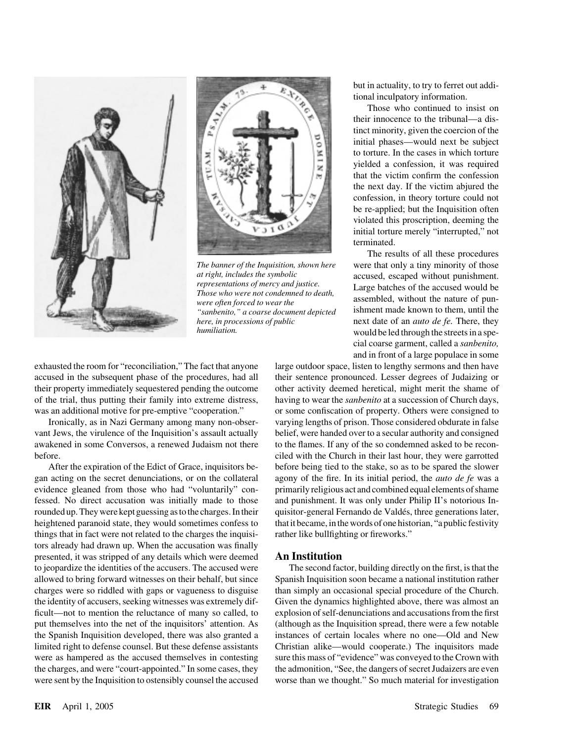but in actuality, to try to ferret out additional inculpatory information.

Those who continued to insist on their innocence to the tribunal—a distinct minority, given the coercion of the initial phases—would next be subject to torture. In the cases in which torture yielded a confession, it was required that the victim confirm the confession the next day. If the victim abjured the confession, in theory torture could not be re-applied; but the Inquisition often violated this proscription, deeming the initial torture merely "interrupted," not terminated.

The results of all these procedures were that only a tiny minority of those accused, escaped without punishment. Large batches of the accused would be assembled, without the nature of punishment made known to them, until the next date of an *auto de fe.* There, they would be led through the streets in a special coarse garment, called a *sanbenito,* and in front of a large populace in some large outdoor space, listen to lengthy sermons and then have their sentence pronounced. Lesser degrees of Judaizing or other activity deemed heretical, might merit the shame of having to wear the *sanbenito* at a succession of Church days, or some confiscation of property. Others were consigned to varying lengths of prison. Those considered obdurate in false belief, were handed over to a secular authority and consigned to the flames. If any of the so condemned asked to be reconciled with the Church in their last hour, they were garrotted before being tied to the stake, so as to be spared the slower agony of the fire. In its initial period, the *auto de fe* was a primarily religious act and combined equal elements of shame and punishment. It was only under Philip II's notorious Inquisitor-general Fernando de Valdés, three generations later, that it became, in the words of one historian, "a public festivity rather like bullfighting or fireworks."

*The banner of the Inquisition, shown here at right, includes the symbolic representations of mercy and justice. Those who were not condemned to death, were often forced to wear the "sanbenito," a coarse document depicted here, in processions of public humiliation.*

exhausted the room for "reconciliation," The fact that anyone accused in the subsequent phase of the procedures, had all their property immediately sequestered pending the outcome of the trial, thus putting their family into extreme distress, was an additional motive for pre-emptive "cooperation."

Ironically, as in Nazi Germany among many non-observant Jews, the virulence of the Inquisition's assault actually awakened in some Conversos, a renewed Judaism not there before.

After the expiration of the Edict of Grace, inquisitors began acting on the secret denunciations, or on the collateral evidence gleaned from those who had "voluntarily" confessed. No direct accusation was initially made to those rounded up. They were kept guessing as to the charges. In their heightened paranoid state, they would sometimes confess to things that in fact were not related to the charges the inquisitors already had drawn up. When the accusation was finally presented, it was stripped of any details which were deemed to jeopardize the identities of the accusers. The accused were allowed to bring forward witnesses on their behalf, but since charges were so riddled with gaps or vagueness to disguise the identity of accusers, seeking witnesses was extremely difficult—not to mention the reluctance of many so called, to put themselves into the net of the inquisitors' attention. As the Spanish Inquisition developed, there was also granted a limited right to defense counsel. But these defense assistants were as hampered as the accused themselves in contesting the charges, and were "court-appointed." In some cases, they were sent by the Inquisition to ostensibly counsel the accused

## An Institution

The second factor, building directly on the first, is that the Spanish Inquisition soon became a national institution rather than simply an occasional special procedure of the Church. Given the dynamics highlighted above, there was almost an explosion of self-denunciations and accusations from the first (although as the Inquisition spread, there were a few notable instances of certain locales where no one—Old and New Christian alike—would cooperate.) The inquisitors made sure this mass of "evidence" was conveyed to the Crown with the admonition, "See, the dangers of secret Judaizers are even worse than we thought." So much material for investigation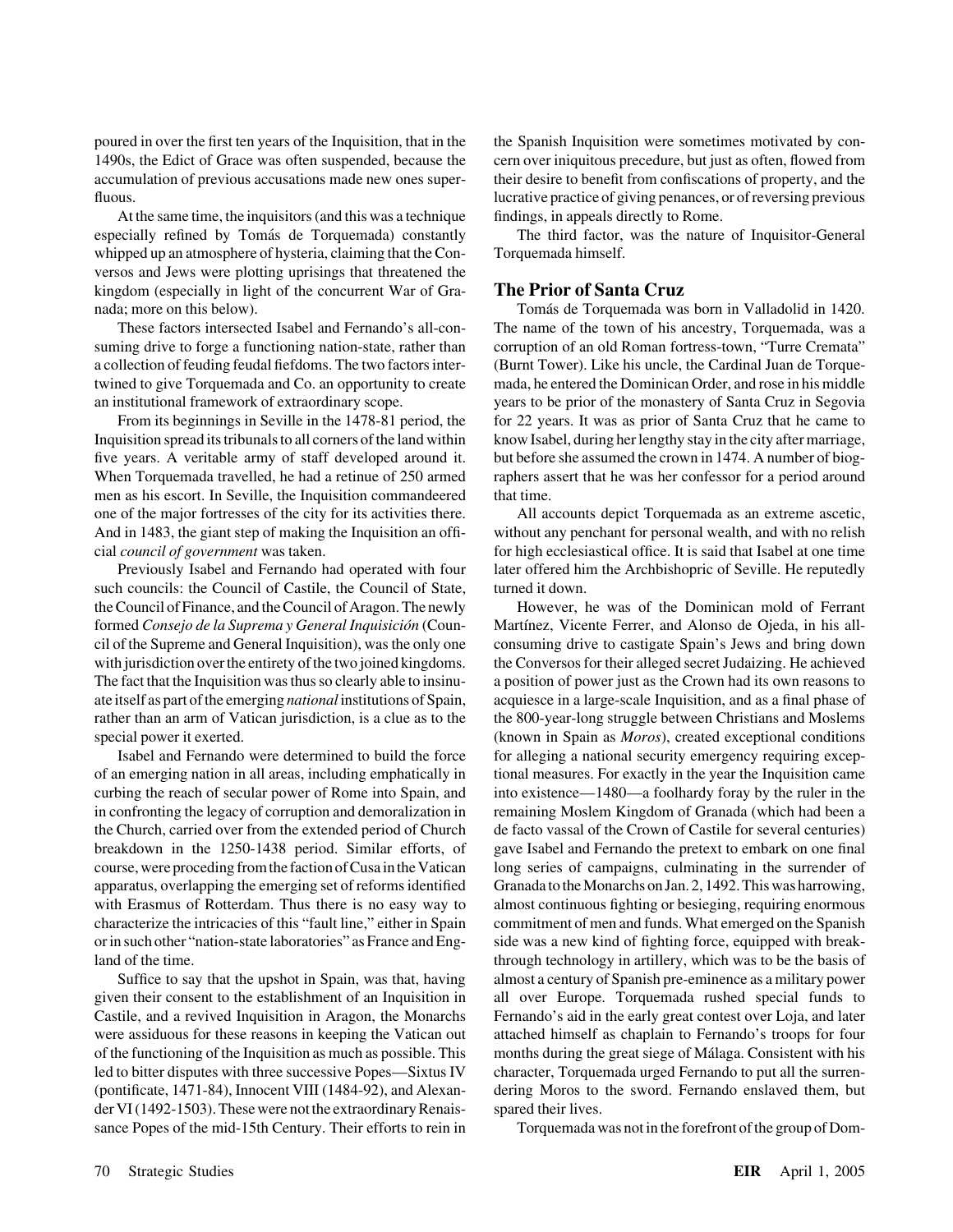poured in over the first ten years of the Inquisition, that in the 1490s, the Edict of Grace was often suspended, because the accumulation of previous accusations made new ones superfluous.

At the same time, the inquisitors (and this was a technique especially refined by Tomás de Torquemada) constantly whipped up an atmosphere of hysteria, claiming that the Conversos and Jews were plotting uprisings that threatened the kingdom (especially in light of the concurrent War of Granada; more on this below).

These factors intersected Isabel and Fernando's all-consuming drive to forge a functioning nation-state, rather than a collection of feuding feudal fiefdoms. The two factors intertwined to give Torquemada and Co. an opportunity to create an institutional framework of extraordinary scope.

From its beginnings in Seville in the 1478-81 period, the Inquisition spread its tribunals to all corners of the land within five years. A veritable army of staff developed around it. When Torquemada travelled, he had a retinue of 250 armed men as his escort. In Seville, the Inquisition commandeered one of the major fortresses of the city for its activities there. And in 1483, the giant step of making the Inquisition an official *council of government* was taken.

Previously Isabel and Fernando had operated with four such councils: the Council of Castile, the Council of State, the Council of Finance, and the Council of Aragon. The newly formed *Consejo de la Suprema y General Inquisición* (Council of the Supreme and General Inquisition), was the only one with jurisdiction over the entirety of the two joined kingdoms. The fact that the Inquisition was thus so clearly able to insinuate itself as part of the emerging *national* institutions of Spain, rather than an arm of Vatican jurisdiction, is a clue as to the special power it exerted.

Isabel and Fernando were determined to build the force of an emerging nation in all areas, including emphatically in curbing the reach of secular power of Rome into Spain, and in confronting the legacy of corruption and demoralization in the Church, carried over from the extended period of Church breakdown in the 1250-1438 period. Similar efforts, of course, were proceding from the faction of Cusa in the Vatican apparatus, overlapping the emerging set of reforms identified with Erasmus of Rotterdam. Thus there is no easy way to characterize the intricacies of this "fault line," either in Spain or in such other "nation-state laboratories" as France and England of the time.

Suffice to say that the upshot in Spain, was that, having given their consent to the establishment of an Inquisition in Castile, and a revived Inquisition in Aragon, the Monarchs were assiduous for these reasons in keeping the Vatican out of the functioning of the Inquisition as much as possible. This led to bitter disputes with three successive Popes—Sixtus IV (pontificate, 1471-84), Innocent VIII (1484-92), and Alexander VI (1492-1503). These were not the extraordinary Renaissance Popes of the mid-15th Century. Their efforts to rein in the Spanish Inquisition were sometimes motivated by concern over iniquitous precedure, but just as often, flowed from their desire to benefit from confiscations of property, and the lucrative practice of giving penances, or of reversing previous findings, in appeals directly to Rome.

The third factor, was the nature of Inquisitor-General Torquemada himself.

## The Prior of Santa Cruz

Tomás de Torquemada was born in Valladolid in 1420. The name of the town of his ancestry, Torquemada, was a corruption of an old Roman fortress-town, "Turre Cremata" (Burnt Tower). Like his uncle, the Cardinal Juan de Torquemada, he entered the Dominican Order, and rose in his middle years to be prior of the monastery of Santa Cruz in Segovia for 22 years. It was as prior of Santa Cruz that he came to know Isabel, during her lengthy stay in the city after marriage, but before she assumed the crown in 1474. A number of biographers assert that he was her confessor for a period around that time.

All accounts depict Torquemada as an extreme ascetic, without any penchant for personal wealth, and with no relish for high ecclesiastical office. It is said that Isabel at one time later offered him the Archbishopric of Seville. He reputedly turned it down.

However, he was of the Dominican mold of Ferrant Martínez, Vicente Ferrer, and Alonso de Ojeda, in his all-consuming drive to castigate Spain's Jews and bring down the Conversos for their alleged secret Judaizing. He achieved a position of power just as the Crown had its own reasons to acquiesce in a large-scale Inquisition, and as a final phase of the 800-year-long struggle between Christians and Moslems (known in Spain as *Moros*), created exceptional conditions for alleging a national security emergency requiring exceptional measures. For exactly in the year the Inquisition came into existence—1480—a foolhardy foray by the ruler in the remaining Moslem Kingdom of Granada (which had been a de facto vassal of the Crown of Castile for several centuries) gave Isabel and Fernando the pretext to embark on one final long series of campaigns, culminating in the surrender of Granada to the Monarchs on Jan. 2, 1492. This was harrowing, almost continuous fighting or besieging, requiring enormous commitment of men and funds. What emerged on the Spanish side was a new kind of fighting force, equipped with breakthrough technology in artillery, which was to be the basis of almost a century of Spanish pre-eminence as a military power all over Europe. Torquemada rushed special funds to Fernando's aid in the early great contest over Loja, and later attached himself as chaplain to Fernando's troops for four months during the great siege of Málaga. Consistent with his character, Torquemada urged Fernando to put all the surrendering Moros to the sword. Fernando enslaved them, but spared their lives.

Torquemada was not in the forefront of the group of Dom-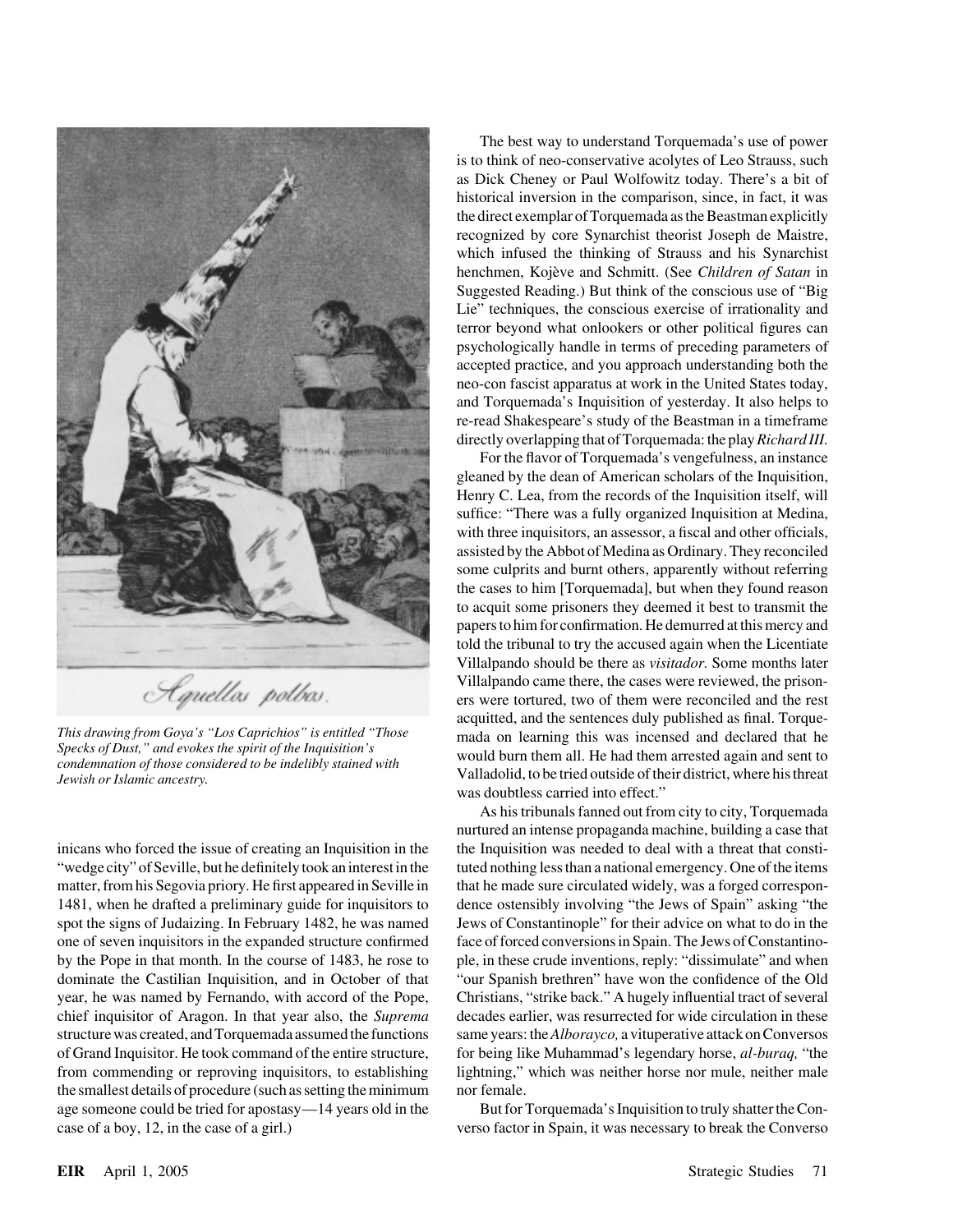*This drawing from Goya's "Los Caprichios" is entitled "Those Specks of Dust," and evokes the spirit of the Inquisition's condemnation of those considered to be indelibly stained with Jewish or Islamic ancestry.*

inicans who forced the issue of creating an Inquisition in the "wedge city" of Seville, but he definitely took an interest in the matter, from his Segovia priory. He first appeared in Seville in 1481, when he drafted a preliminary guide for inquisitors to spot the signs of Judaizing. In February 1482, he was named one of seven inquisitors in the expanded structure confirmed by the Pope in that month. In the course of 1483, he rose to dominate the Castilian Inquisition, and in October of that year, he was named by Fernando, with accord of the Pope, chief inquisitor of Aragon. In that year also, the *Suprema* structure was created, and Torquemada assumed the functions of Grand Inquisitor. He took command of the entire structure, from commending or reproving inquisitors, to establishing the smallest details of procedure (such as setting the minimum age someone could be tried for apostasy—14 years old in the case of a boy, 12, in the case of a girl.)

The best way to understand Torquemada's use of power is to think of neo-conservative acolytes of Leo Strauss, such as Dick Cheney or Paul Wolfowitz today. There's a bit of historical inversion in the comparison, since, in fact, it was the direct exemplar of Torquemada as the Beastman explicitly recognized by core Synarchist theorist Joseph de Maistre, which infused the thinking of Strauss and his Synarchist henchmen, Kojève and Schmitt. (See *Children of Satan* in Suggested Reading.) But think of the conscious use of "Big Lie" techniques, the conscious exercise of irrationality and terror beyond what onlookers or other political figures can psychologically handle in terms of preceding parameters of accepted practice, and you approach understanding both the neo-con fascist apparatus at work in the United States today, and Torquemada's Inquisition of yesterday. It also helps to re-read Shakespeare's study of the Beastman in a timeframe directly overlapping that of Torquemada: the play *Richard III.*

For the flavor of Torquemada's vengefulness, an instance gleaned by the dean of American scholars of the Inquisition, Henry C. Lea, from the records of the Inquisition itself, will suffice: "There was a fully organized Inquisition at Medina, with three inquisitors, an assessor, a fiscal and other officials, assisted by the Abbot of Medina as Ordinary. They reconciled some culprits and burnt others, apparently without referring the cases to him [Torquemada], but when they found reason to acquit some prisoners they deemed it best to transmit the papers to him for confirmation. He demurred at this mercy and told the tribunal to try the accused again when the Licentiate Villalpando should be there as *visitador.* Some months later Villalpando came there, the cases were reviewed, the prisoners were tortured, two of them were reconciled and the rest acquitted, and the sentences duly published as final. Torquemada on learning this was incensed and declared that he would burn them all. He had them arrested again and sent to Valladolid, to be tried outside of their district, where his threat was doubtless carried into effect."

As his tribunals fanned out from city to city, Torquemada nurtured an intense propaganda machine, building a case that the Inquisition was needed to deal with a threat that constituted nothing less than a national emergency. One of the items that he made sure circulated widely, was a forged correspondence ostensibly involving "the Jews of Spain" asking "the Jews of Constantinople" for their advice on what to do in the face of forced conversions in Spain. The Jews of Constantinople, in these crude inventions, reply: "dissimulate" and when "our Spanish brethren" have won the confidence of the Old Christians, "strike back." A hugely influential tract of several decades earlier, was resurrected for wide circulation in these same years: the *Alborayco,* a vituperative attack on Conversos for being like Muhammad's legendary horse, *al-buraq,* "the lightning," which was neither horse nor mule, neither male nor female.

But for Torquemada's Inquisition to truly shatter the Converso factor in Spain, it was necessary to break the Converso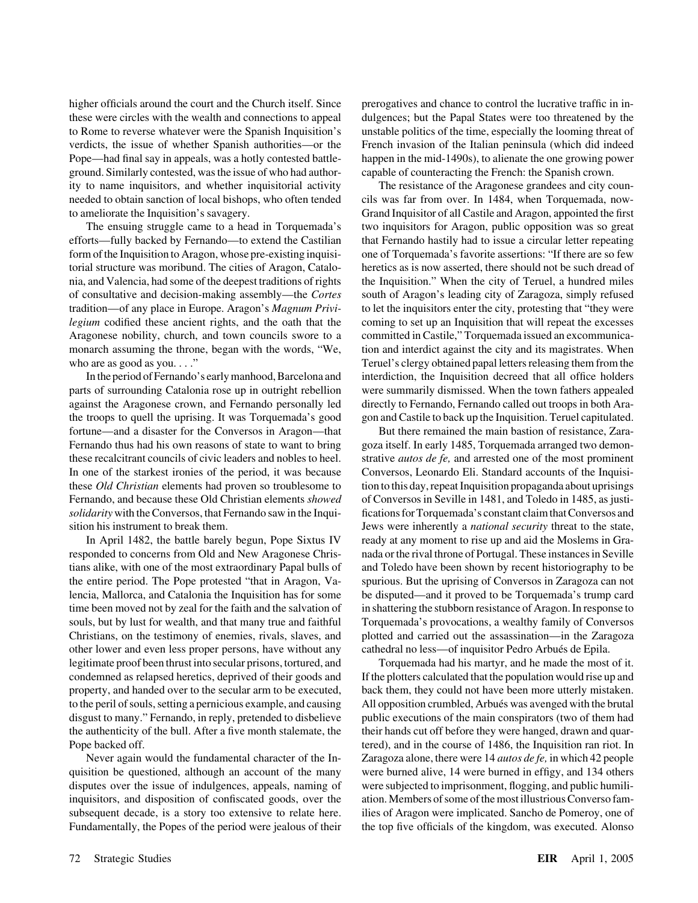higher officials around the court and the Church itself. Since these were circles with the wealth and connections to appeal to Rome to reverse whatever were the Spanish Inquisition's verdicts, the issue of whether Spanish authorities—or the Pope—had final say in appeals, was a hotly contested battleground. Similarly contested, was the issue of who had authority to name inquisitors, and whether inquisitorial activity needed to obtain sanction of local bishops, who often tended to ameliorate the Inquisition's savagery.

The ensuing struggle came to a head in Torquemada's efforts—fully backed by Fernando—to extend the Castilian form of the Inquisition to Aragon, whose pre-existing inquisitorial structure was moribund. The cities of Aragon, Catalonia, and Valencia, had some of the deepest traditions of rights of consultative and decision-making assembly—the *Cortes* tradition—of any place in Europe. Aragon's *Magnum Privilegium* codified these ancient rights, and the oath that the Aragonese nobility, church, and town councils swore to a monarch assuming the throne, began with the words, "We, who are as good as you. . . ."

In the period of Fernando's early manhood, Barcelona and parts of surrounding Catalonia rose up in outright rebellion against the Aragonese crown, and Fernando personally led the troops to quell the uprising. It was Torquemada's good fortune—and a disaster for the Conversos in Aragon—that Fernando thus had his own reasons of state to want to bring these recalcitrant councils of civic leaders and nobles to heel. In one of the starkest ironies of the period, it was because these *Old Christian* elements had proven so troublesome to Fernando, and because these Old Christian elements *showed solidarity* with the Conversos, that Fernando saw in the Inquisition his instrument to break them.

In April 1482, the battle barely begun, Pope Sixtus IV responded to concerns from Old and New Aragonese Christians alike, with one of the most extraordinary Papal bulls of the entire period. The Pope protested "that in Aragon, Valencia, Mallorca, and Catalonia the Inquisition has for some time been moved not by zeal for the faith and the salvation of souls, but by lust for wealth, and that many true and faithful Christians, on the testimony of enemies, rivals, slaves, and other lower and even less proper persons, have without any legitimate proof been thrust into secular prisons, tortured, and condemned as relapsed heretics, deprived of their goods and property, and handed over to the secular arm to be executed, to the peril of souls, setting a pernicious example, and causing disgust to many." Fernando, in reply, pretended to disbelieve the authenticity of the bull. After a five month stalemate, the Pope backed off.

Never again would the fundamental character of the Inquisition be questioned, although an account of the many disputes over the issue of indulgences, appeals, naming of inquisitors, and disposition of confiscated goods, over the subsequent decade, is a story too extensive to relate here. Fundamentally, the Popes of the period were jealous of their prerogatives and chance to control the lucrative traffic in indulgences; but the Papal States were too threatened by the unstable politics of the time, especially the looming threat of French invasion of the Italian peninsula (which did indeed happen in the mid-1490s), to alienate the one growing power capable of counteracting the French: the Spanish crown.

The resistance of the Aragonese grandees and city councils was far from over. In 1484, when Torquemada, now-Grand Inquisitor of all Castile and Aragon, appointed the first two inquisitors for Aragon, public opposition was so great that Fernando hastily had to issue a circular letter repeating one of Torquemada's favorite assertions: "If there are so few heretics as is now asserted, there should not be such dread of the Inquisition." When the city of Teruel, a hundred miles south of Aragon's leading city of Zaragoza, simply refused to let the inquisitors enter the city, protesting that "they were coming to set up an Inquisition that will repeat the excesses committed in Castile," Torquemada issued an excommunication and interdict against the city and its magistrates. When Teruel's clergy obtained papal letters releasing them from the interdiction, the Inquisition decreed that all office holders were summarily dismissed. When the town fathers appealed directly to Fernando, Fernando called out troops in both Aragon and Castile to back up the Inquisition. Teruel capitulated.

But there remained the main bastion of resistance, Zaragoza itself. In early 1485, Torquemada arranged two demonstrative *autos de fe,* and arrested one of the most prominent Conversos, Leonardo Eli. Standard accounts of the Inquisition to this day, repeat Inquisition propaganda about uprisings of Conversos in Seville in 1481, and Toledo in 1485, as justifications for Torquemada's constant claim that Conversos and Jews were inherently a *national security* threat to the state, ready at any moment to rise up and aid the Moslems in Granada or the rival throne of Portugal. These instances in Seville and Toledo have been shown by recent historiography to be spurious. But the uprising of Conversos in Zaragoza can not be disputed—and it proved to be Torquemada's trump card in shattering the stubborn resistance of Aragon. In response to Torquemada's provocations, a wealthy family of Conversos plotted and carried out the assassination—in the Zaragoza cathedral no less—of inquisitor Pedro Arbués de Epila.

Torquemada had his martyr, and he made the most of it. If the plotters calculated that the population would rise up and back them, they could not have been more utterly mistaken. All opposition crumbled, Arbués was avenged with the brutal public executions of the main conspirators (two of them had their hands cut off before they were hanged, drawn and quartered), and in the course of 1486, the Inquisition ran riot. In Zaragoza alone, there were 14 *autos de fe,* in which 42 people were burned alive, 14 were burned in effigy, and 134 others were subjected to imprisonment, flogging, and public humiliation. Members of some of the most illustrious Converso families of Aragon were implicated. Sancho de Pomeroy, one of the top five officials of the kingdom, was executed. Alonso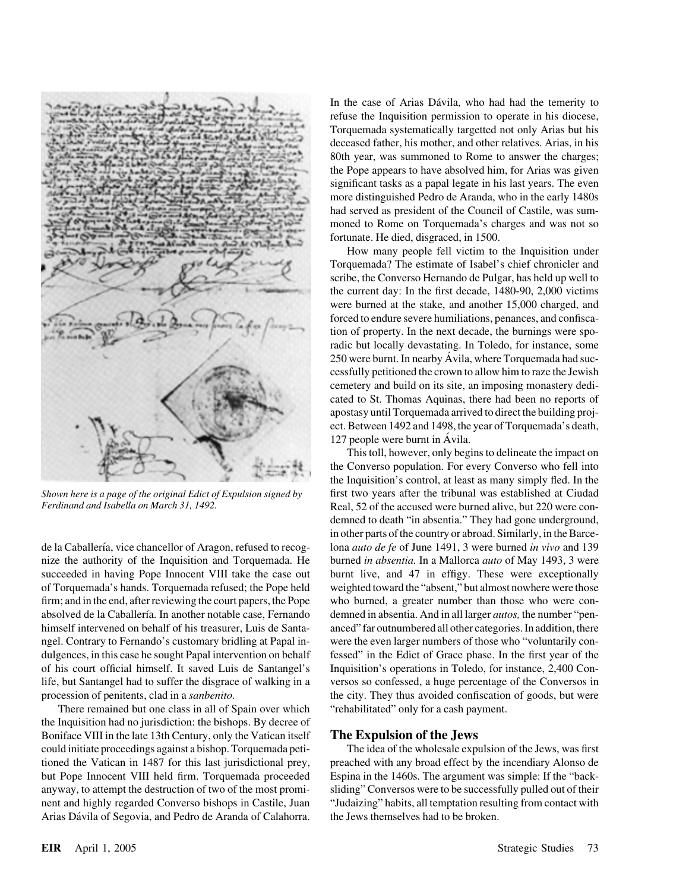Shown here is a page of the original Edict of Expulsion signed by Ferdinand and Isabella on March 31, 1492.

de la Caballería, vice chancellor of Aragon, refused to recognize the authority of the Inquisition and Torquemada. He succeeded in having Pope Innocent VIII take the case out of Torquemada's hands. Torquemada refused; the Pope held firm; and in the end, after reviewing the court papers, the Pope absolved de la Caballería. In another notable case, Fernando himself intervened on behalf of his treasurer, Luis de Santangel. Contrary to Fernando's customary bridling at Papal indulgences, in this case he sought Papal intervention on behalf of his court official himself. It saved Luis de Santangel's life, but Santangel had to suffer the disgrace of walking in a procession of penitents, clad in a *sanbenito.*

There remained but one class in all of Spain over which the Inquisition had no jurisdiction: the bishops. By decree of Boniface VIII in the late 13th Century, only the Vatican itself could initiate proceedings against a bishop. Torquemada petitioned the Vatican in 1487 for this last jurisdictional prey, but Pope Innocent VIII held firm. Torquemada proceeded anyway, to attempt the destruction of two of the most prominent and highly regarded Converso bishops in Castile, Juan Arias Dávila of Segovia, and Pedro de Aranda of Calahorra.

In the case of Arias Dávila, who had had the temerity to refuse the Inquisition permission to operate in his diocese, Torquemada systematically targetted not only Arias but his deceased father, his mother, and other relatives. Arias, in his 80th year, was summoned to Rome to answer the charges; the Pope appears to have absolved him, for Arias was given significant tasks as a papal legate in his last years. The even more distinguished Pedro de Aranda, who in the early 1480s had served as president of the Council of Castile, was summoned to Rome on Torquemada's charges and was not so fortunate. He died, disgraced, in 1500.

How many people fell victim to the Inquisition under Torquemada? The estimate of Isabel's chief chronicler and scribe, the Converso Hernando de Pulgar, has held up well to the current day: In the first decade, 1480-90, 2,000 victims were burned at the stake, and another 15,000 charged, and forced to endure severe humiliations, penances, and confiscation of property. In the next decade, the burnings were sporadic but locally devastating. In Toledo, for instance, some 250 were burnt. In nearby Ávila, where Torquemada had successfully petitioned the crown to allow him to raze the Jewish cemetery and build on its site, an imposing monastery dedicated to St. Thomas Aquinas, there had been no reports of apostasy until Torquemada arrived to direct the building project. Between 1492 and 1498, the year of Torquemada's death, 127 people were burnt in Ávila.

This toll, however, only begins to delineate the impact on the Converso population. For every Converso who fell into the Inquisition's control, at least as many simply fled. In the first two years after the tribunal was established at Ciudad Real, 52 of the accused were burned alive, but 220 were condemned to death "in absentia." They had gone underground, in other parts of the country or abroad. Similarly, in the Barcelona *auto de fe* of June 1491, 3 were burned *in vivo* and 139 burned *in absentia.* In a Mallorca *auto* of May 1493, 3 were burnt live, and 47 in effigy. These were exceptionally weighted toward the "absent," but almost nowhere were those who burned, a greater number than those who were condemned in absentia. And in all larger *autos,* the number "penanced" far outnumbered all other categories. In addition, there were the even larger numbers of those who "voluntarily confessed" in the Edict of Grace phase. In the first year of the Inquisition's operations in Toledo, for instance, 2,400 Conversos so confessed, a huge percentage of the Conversos in the city. They thus avoided confiscation of goods, but were "rehabilitated" only for a cash payment.

## The Expulsion of the Jews

The idea of the wholesale expulsion of the Jews, was first preached with any broad effect by the incendiary Alonso de Espina in the 1460s. The argument was simple: If the "backsliding" Conversos were to be successfully pulled out of their "Judaizing" habits, all temptation resulting from contact with the Jews themselves had to be broken.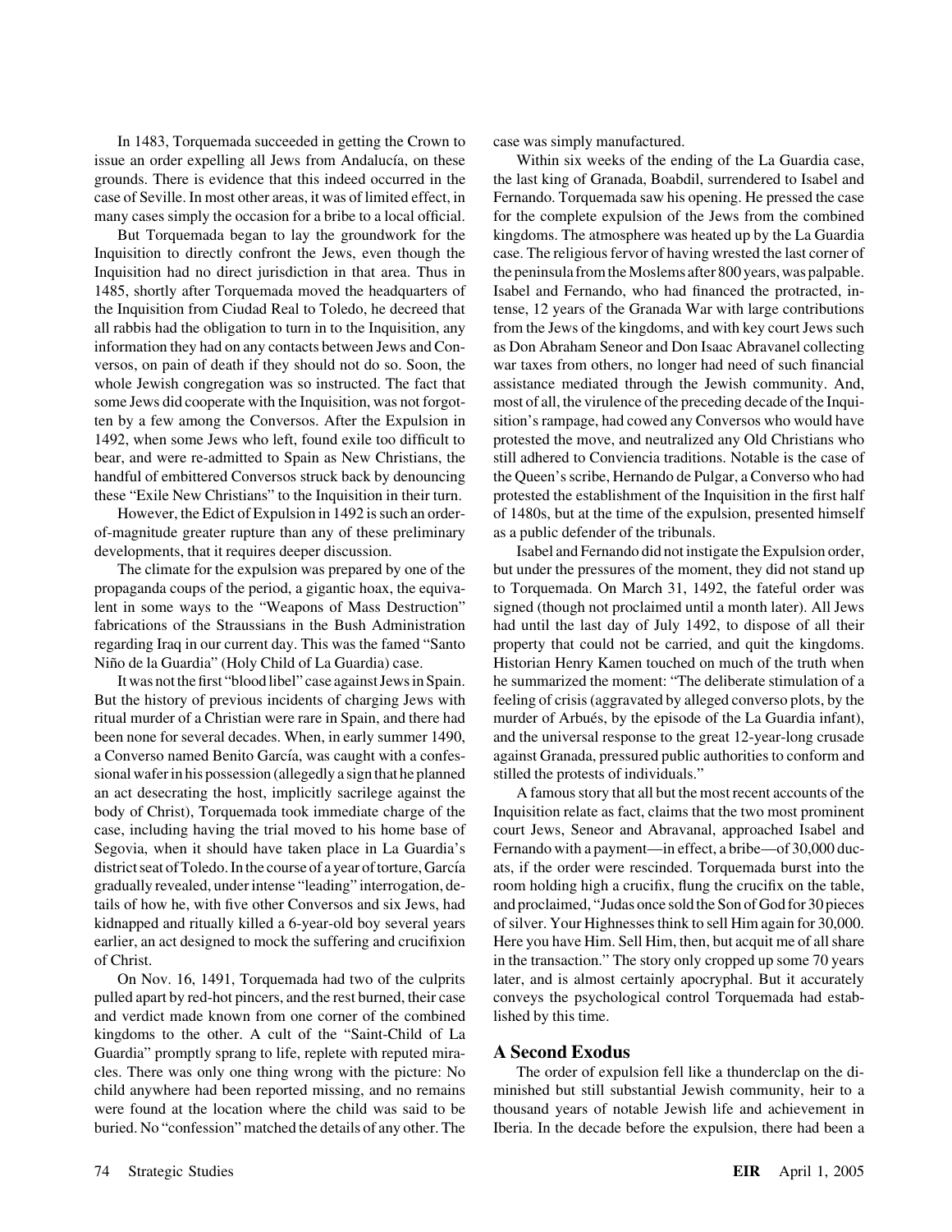In 1483, Torquemada succeeded in getting the Crown to issue an order expelling all Jews from Andalucía, on these grounds. There is evidence that this indeed occurred in the case of Seville. In most other areas, it was of limited effect, in many cases simply the occasion for a bribe to a local official.

But Torquemada began to lay the groundwork for the Inquisition to directly confront the Jews, even though the Inquisition had no direct jurisdiction in that area. Thus in 1485, shortly after Torquemada moved the headquarters of the Inquisition from Ciudad Real to Toledo, he decreed that all rabbis had the obligation to turn in to the Inquisition, any information they had on any contacts between Jews and Conversos, on pain of death if they should not do so. Soon, the whole Jewish congregation was so instructed. The fact that some Jews did cooperate with the Inquisition, was not forgotten by a few among the Conversos. After the Expulsion in 1492, when some Jews who left, found exile too difficult to bear, and were re-admitted to Spain as New Christians, the handful of embittered Conversos struck back by denouncing these "Exile New Christians" to the Inquisition in their turn.

However, the Edict of Expulsion in 1492 is such an order-of-magnitude greater rupture than any of these preliminary developments, that it requires deeper discussion.

The climate for the expulsion was prepared by one of the propaganda coups of the period, a gigantic hoax, the equivalent in some ways to the "Weapons of Mass Destruction" fabrications of the Straussians in the Bush Administration regarding Iraq in our current day. This was the famed "Santo Niño de la Guardia" (Holy Child of La Guardia) case.

It was not the first "blood libel" case against Jews in Spain. But the history of previous incidents of charging Jews with ritual murder of a Christian were rare in Spain, and there had been none for several decades. When, in early summer 1490, a Converso named Benito García, was caught with a confessional wafer in his possession (allegedly a sign that he planned an act desecrating the host, implicitly sacrilege against the body of Christ), Torquemada took immediate charge of the case, including having the trial moved to his home base of Segovia, when it should have taken place in La Guardia's district seat of Toledo. In the course of a year of torture, García gradually revealed, under intense "leading" interrogation, details of how he, with five other Conversos and six Jews, had kidnapped and ritually killed a 6-year-old boy several years earlier, an act designed to mock the suffering and crucifixion of Christ.

On Nov. 16, 1491, Torquemada had two of the culprits pulled apart by red-hot pincers, and the rest burned, their case and verdict made known from one corner of the combined kingdoms to the other. A cult of the "Saint-Child of La Guardia" promptly sprang to life, replete with reputed miracles. There was only one thing wrong with the picture: No child anywhere had been reported missing, and no remains were found at the location where the child was said to be buried. No "confession" matched the details of any other. The case was simply manufactured.

Within six weeks of the ending of the La Guardia case, the last king of Granada, Boabdil, surrendered to Isabel and Fernando. Torquemada saw his opening. He pressed the case for the complete expulsion of the Jews from the combined kingdoms. The atmosphere was heated up by the La Guardia case. The religious fervor of having wrested the last corner of the peninsula from the Moslems after 800 years, was palpable. Isabel and Fernando, who had financed the protracted, intense, 12 years of the Granada War with large contributions from the Jews of the kingdoms, and with key court Jews such as Don Abraham Seneor and Don Isaac Abravanel collecting war taxes from others, no longer had need of such financial assistance mediated through the Jewish community. And, most of all, the virulence of the preceding decade of the Inquisition's rampage, had cowed any Conversos who would have protested the move, and neutralized any Old Christians who still adhered to Conviencia traditions. Notable is the case of the Queen's scribe, Hernando de Pulgar, a Converso who had protested the establishment of the Inquisition in the first half of 1480s, but at the time of the expulsion, presented himself as a public defender of the tribunals.

Isabel and Fernando did not instigate the Expulsion order, but under the pressures of the moment, they did not stand up to Torquemada. On March 31, 1492, the fateful order was signed (though not proclaimed until a month later). All Jews had until the last day of July 1492, to dispose of all their property that could not be carried, and quit the kingdoms. Historian Henry Kamen touched on much of the truth when he summarized the moment: "The deliberate stimulation of a feeling of crisis (aggravated by alleged converso plots, by the murder of Arbués, by the episode of the La Guardia infant), and the universal response to the great 12-year-long crusade against Granada, pressured public authorities to conform and stilled the protests of individuals."

A famous story that all but the most recent accounts of the Inquisition relate as fact, claims that the two most prominent court Jews, Seneor and Abravanal, approached Isabel and Fernando with a payment—in effect, a bribe—of 30,000 ducats, if the order were rescinded. Torquemada burst into the room holding high a crucifix, flung the crucifix on the table, and proclaimed, "Judas once sold the Son of God for 30 pieces of silver. Your Highnesses think to sell Him again for 30,000. Here you have Him. Sell Him, then, but acquit me of all share in the transaction." The story only cropped up some 70 years later, and is almost certainly apocryphal. But it accurately conveys the psychological control Torquemada had established by this time.

## A Second Exodus

The order of expulsion fell like a thunderclap on the diminished but still substantial Jewish community, heir to a thousand years of notable Jewish life and achievement in Iberia. In the decade before the expulsion, there had been a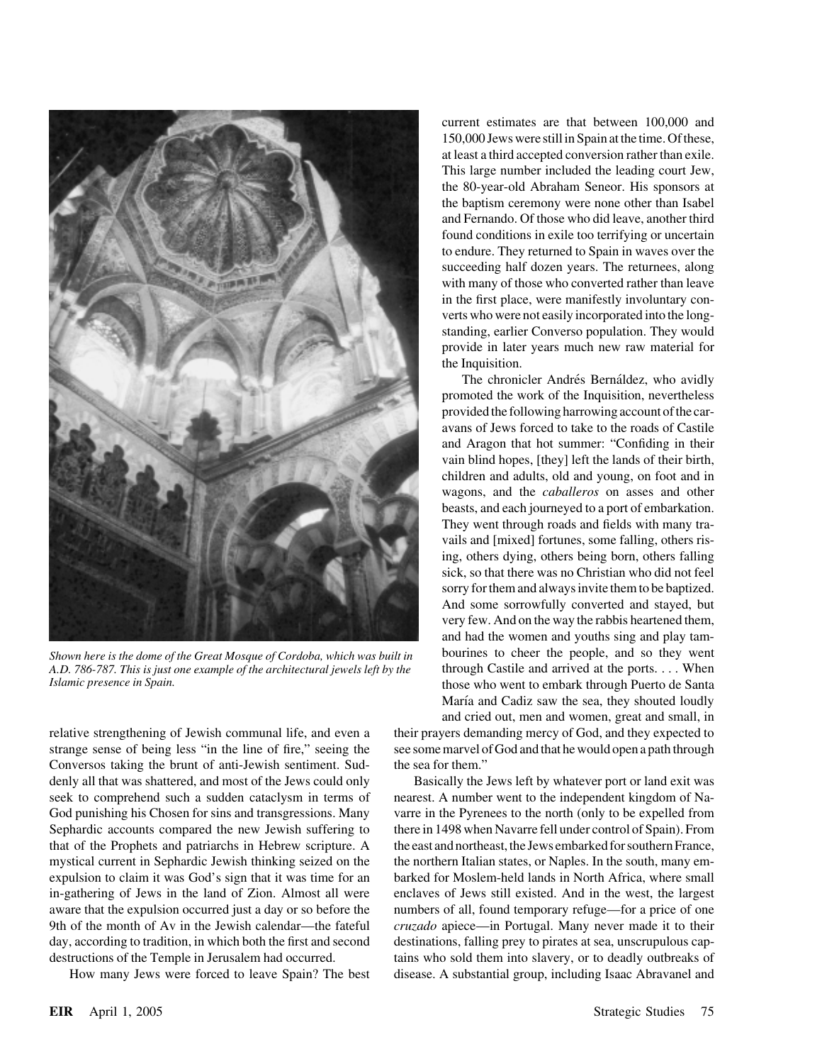Shown here is the dome of the Great Mosque of Cordoba, which was built in A.D. 786-787. This is just one example of the architectural jewels left by the Islamic presence in Spain.

relative strengthening of Jewish communal life, and even a strange sense of being less "in the line of fire," seeing the Conversos taking the brunt of anti-Jewish sentiment. Suddenly all that was shattered, and most of the Jews could only seek to comprehend such a sudden cataclysm in terms of God punishing his Chosen for sins and transgressions. Many Sephardic accounts compared the new Jewish suffering to that of the Prophets and patriarchs in Hebrew scripture. A mystical current in Sephardic Jewish thinking seized on the expulsion to claim it was God's sign that it was time for an in-gathering of Jews in the land of Zion. Almost all were aware that the expulsion occurred just a day or so before the 9th of the month of Av in the Jewish calendar—the fateful day, according to tradition, in which both the first and second destructions of the Temple in Jerusalem had occurred.

How many Jews were forced to leave Spain? The best current estimates are that between 100,000 and 150,000 Jews were still in Spain at the time. Of these, at least a third accepted conversion rather than exile. This large number included the leading court Jew, the 80-year-old Abraham Seneor. His sponsors at the baptism ceremony were none other than Isabel and Fernando. Of those who did leave, another third found conditions in exile too terrifying or uncertain to endure. They returned to Spain in waves over the succeeding half dozen years. The returnees, along with many of those who converted rather than leave in the first place, were manifestly involuntary converts who were not easily incorporated into the longstanding, earlier Converso population. They would provide in later years much new raw material for the Inquisition.

The chronicler Andrés Bernáldez, who avidly promoted the work of the Inquisition, nevertheless provided the following harrowing account of the caravans of Jews forced to take to the roads of Castile and Aragon that hot summer: "Confiding in their vain blind hopes, [they] left the lands of their birth, children and adults, old and young, on foot and in wagons, and the *caballeros* on asses and other beasts, and each journeyed to a port of embarkation. They went through roads and fields with many travails and [mixed] fortunes, some falling, others rising, others dying, others being born, others falling sick, so that there was no Christian who did not feel sorry for them and always invite them to be baptized. And some sorrowfully converted and stayed, but very few. And on the way the rabbis heartened them, and had the women and youths sing and play tambourines to cheer the people, and so they went through Castile and arrived at the ports. . . . When those who went to embark through Puerto de Santa María and Cadiz saw the sea, they shouted loudly and cried out, men and women, great and small, in their prayers demanding mercy of God, and they expected to see some marvel of God and that he would open a path through the sea for them."

Basically the Jews left by whatever port or land exit was nearest. A number went to the independent kingdom of Navarre in the Pyrenees to the north (only to be expelled from there in 1498 when Navarre fell under control of Spain). From the east and northeast, the Jews embarked for southern France, the northern Italian states, or Naples. In the south, many embarked for Moslem-held lands in North Africa, where small enclaves of Jews still existed. And in the west, the largest numbers of all, found temporary refuge—for a price of one *cruzado* apiece—in Portugal. Many never made it to their destinations, falling prey to pirates at sea, unscrupulous captains who sold them into slavery, or to deadly outbreaks of disease. A substantial group, including Isaac Abravanel and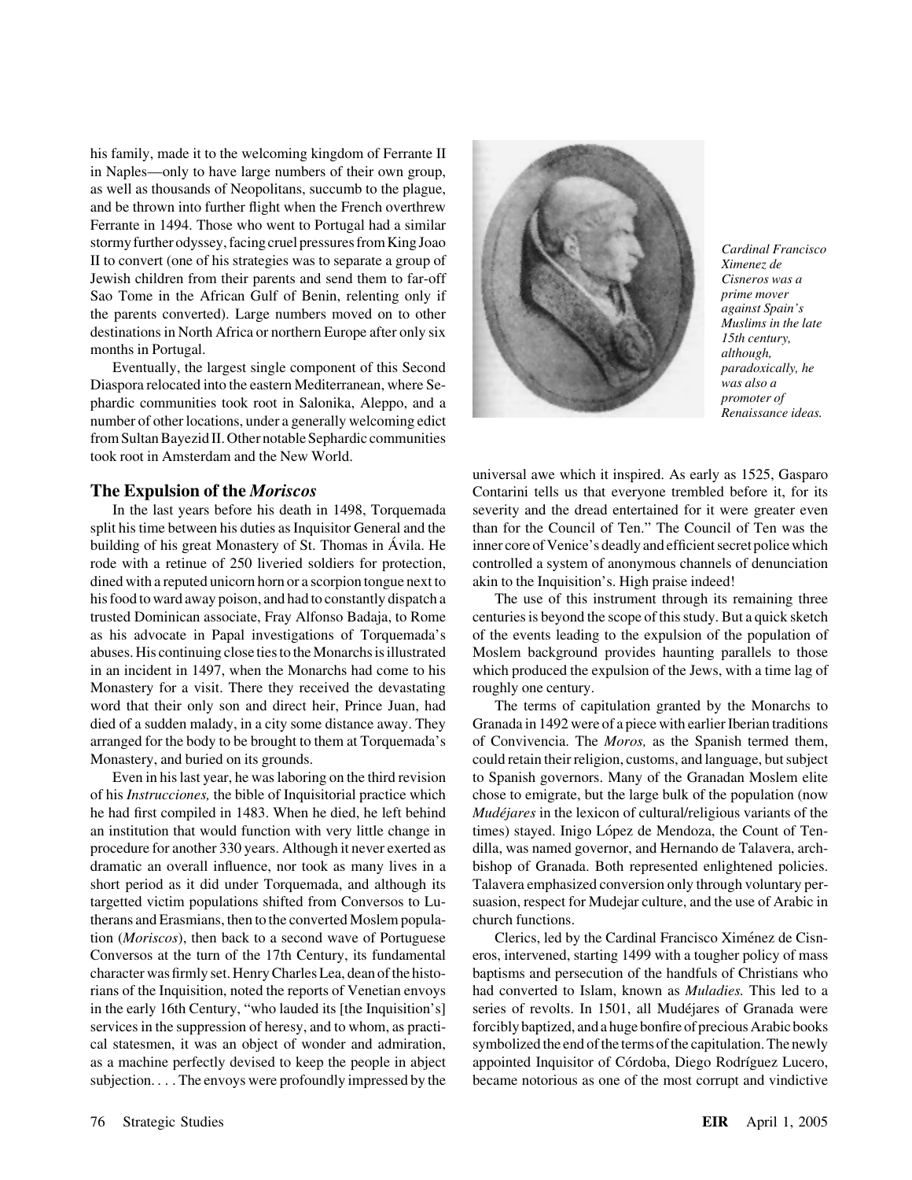his family, made it to the welcoming kingdom of Ferrante II in Naples—only to have large numbers of their own group, as well as thousands of Neopolitans, succumb to the plague, and be thrown into further flight when the French overthrew Ferrante in 1494. Those who went to Portugal had a similar stormy further odyssey, facing cruel pressures from King Joao II to convert (one of his strategies was to separate a group of Jewish children from their parents and send them to far-off Sao Tome in the African Gulf of Benin, relenting only if the parents converted). Large numbers moved on to other destinations in North Africa or northern Europe after only six months in Portugal.

Eventually, the largest single component of this Second Diaspora relocated into the eastern Mediterranean, where Sephardic communities took root in Salonika, Aleppo, and a number of other locations, under a generally welcoming edict from Sultan Bayezid II. Other notable Sephardic communities took root in Amsterdam and the New World.

*Cardinal Francisco Ximenez de Cisneros was a prime mover against Spain's Muslims in the late 15th century, although, paradoxically, he was also a promoter of Renaissance ideas.*

## The Expulsion of the *Moriscos*

In the last years before his death in 1498, Torquemada split his time between his duties as Inquisitor General and the building of his great Monastery of St. Thomas in Ávila. He rode with a retinue of 250 liveried soldiers for protection, dined with a reputed unicorn horn or a scorpion tongue next to his food to ward away poison, and had to constantly dispatch a trusted Dominican associate, Fray Alfonso Badaja, to Rome as his advocate in Papal investigations of Torquemada's abuses. His continuing close ties to the Monarchs is illustrated in an incident in 1497, when the Monarchs had come to his Monastery for a visit. There they received the devastating word that their only son and direct heir, Prince Juan, had died of a sudden malady, in a city some distance away. They arranged for the body to be brought to them at Torquemada's Monastery, and buried on its grounds.

Even in his last year, he was laboring on the third revision of his *Instrucciones,* the bible of Inquisitorial practice which he had first compiled in 1483. When he died, he left behind an institution that would function with very little change in procedure for another 330 years. Although it never exerted as dramatic an overall influence, nor took as many lives in a short period as it did under Torquemada, and although its targetted victim populations shifted from Conversos to Lutherans and Erasmians, then to the converted Moslem population (*Moriscos*), then back to a second wave of Portuguese Conversos at the turn of the 17th Century, its fundamental character was firmly set. Henry Charles Lea, dean of the historians of the Inquisition, noted the reports of Venetian envoys in the early 16th Century, "who lauded its [the Inquisition's] services in the suppression of heresy, and to whom, as practical statesmen, it was an object of wonder and admiration, as a machine perfectly devised to keep the people in abject subjection. . . . The envoys were profoundly impressed by the universal awe which it inspired. As early as 1525, Gasparo Contarini tells us that everyone trembled before it, for its severity and the dread entertained for it were greater even than for the Council of Ten." The Council of Ten was the inner core of Venice's deadly and efficient secret police which controlled a system of anonymous channels of denunciation akin to the Inquisition's. High praise indeed!

The use of this instrument through its remaining three centuries is beyond the scope of this study. But a quick sketch of the events leading to the expulsion of the population of Moslem background provides haunting parallels to those which produced the expulsion of the Jews, with a time lag of roughly one century.

The terms of capitulation granted by the Monarchs to Granada in 1492 were of a piece with earlier Iberian traditions of Convivencia. The *Moros,* as the Spanish termed them, could retain their religion, customs, and language, but subject to Spanish governors. Many of the Granadan Moslem elite chose to emigrate, but the large bulk of the population (now *Mudéjares* in the lexicon of cultural/religious variants of the times) stayed. Inigo López de Mendoza, the Count of Tendilla, was named governor, and Hernando de Talavera, archbishop of Granada. Both represented enlightened policies. Talavera emphasized conversion only through voluntary persuasion, respect for Mudejar culture, and the use of Arabic in church functions.

Clerics, led by the Cardinal Francisco Ximénez de Cisneros, intervened, starting 1499 with a tougher policy of mass baptisms and persecution of the handfuls of Christians who had converted to Islam, known as *Muladies.* This led to a series of revolts. In 1501, all Mudéjares of Granada were forcibly baptized, and a huge bonfire of precious Arabic books symbolized the end of the terms of the capitulation. The newly appointed Inquisitor of Córdoba, Diego Rodríguez Lucero, became notorious as one of the most corrupt and vindictive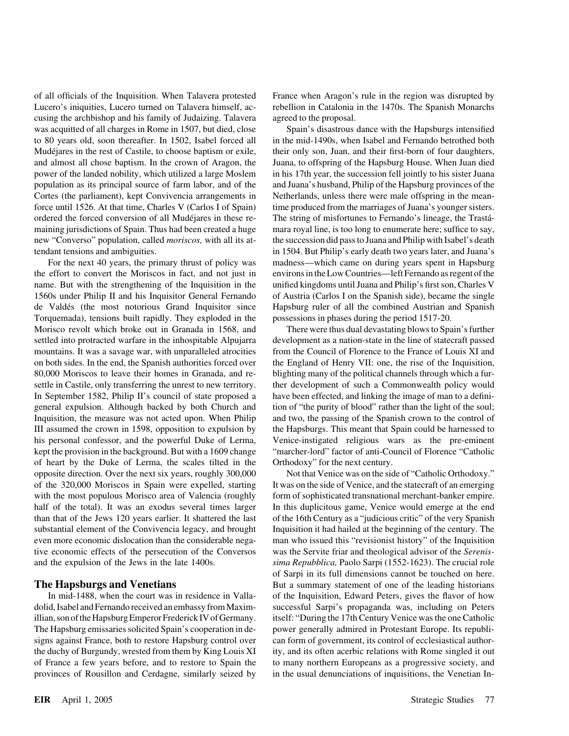of all officials of the Inquisition. When Talavera protested Lucero's iniquities, Lucero turned on Talavera himself, accusing the archbishop and his family of Judaizing. Talavera was acquitted of all charges in Rome in 1507, but died, close to 80 years old, soon thereafter. In 1502, Isabel forced all Mudéjares in the rest of Castile, to choose baptism or exile, and almost all chose baptism. In the crown of Aragon, the power of the landed nobility, which utilized a large Moslem population as its principal source of farm labor, and of the Cortes (the parliament), kept Convivencia arrangements in force until 1526. At that time, Charles V (Carlos I of Spain) ordered the forced conversion of all Mudéjares in these remaining jurisdictions of Spain. Thus had been created a huge new "Converso" population, called *moriscos,* with all its attendant tensions and ambiguities.

For the next 40 years, the primary thrust of policy was the effort to convert the Moriscos in fact, and not just in name. But with the strengthening of the Inquisition in the 1560s under Philip II and his Inquisitor General Fernando de Valdés (the most notorious Grand Inquisitor since Torquemada), tensions built rapidly. They exploded in the Morisco revolt which broke out in Granada in 1568, and settled into protracted warfare in the inhospitable Alpujarra mountains. It was a savage war, with unparalleled atrocities on both sides. In the end, the Spanish authorities forced over 80,000 Moriscos to leave their homes in Granada, and resettle in Castile, only transferring the unrest to new territory. In September 1582, Philip II's council of state proposed a general expulsion. Although backed by both Church and Inquisition, the measure was not acted upon. When Philip III assumed the crown in 1598, opposition to expulsion by his personal confessor, and the powerful Duke of Lerma, kept the provision in the background. But with a 1609 change of heart by the Duke of Lerma, the scales tilted in the opposite direction. Over the next six years, roughly 300,000 of the 320,000 Moriscos in Spain were expelled, starting with the most populous Morisco area of Valencia (roughly half of the total). It was an exodus several times larger than that of the Jews 120 years earlier. It shattered the last substantial element of the Convivencia legacy, and brought even more economic dislocation than the considerable negative economic effects of the persecution of the Conversos and the expulsion of the Jews in the late 1400s.

## The Hapsburgs and Venetians

In mid-1488, when the court was in residence in Valladolid, Isabel and Fernando received an embassy from Maximillian, son of the Hapsburg Emperor Frederick IV of Germany. The Hapsburg emissaries solicited Spain's cooperation in designs against France, both to restore Hapsburg control over the duchy of Burgundy, wrested from them by King Louis XI of France a few years before, and to restore to Spain the provinces of Rousillon and Cerdagne, similarly seized by France when Aragon's rule in the region was disrupted by rebellion in Catalonia in the 1470s. The Spanish Monarchs agreed to the proposal.

Spain's disastrous dance with the Hapsburgs intensified in the mid-1490s, when Isabel and Fernando betrothed both their only son, Juan, and their first-born of four daughters, Juana, to offspring of the Hapsburg House. When Juan died in his 17th year, the succession fell jointly to his sister Juana and Juana's husband, Philip of the Hapsburg provinces of the Netherlands, unless there were male offspring in the meantime produced from the marriages of Juana's younger sisters. The string of misfortunes to Fernando's lineage, the Trastámara royal line, is too long to enumerate here; suffice to say, the succession did pass to Juana and Philip with Isabel's death in 1504. But Philip's early death two years later, and Juana's madness—which came on during years spent in Hapsburg environs in the Low Countries—left Fernando as regent of the unified kingdoms until Juana and Philip's first son, Charles V of Austria (Carlos I on the Spanish side), became the single Hapsburg ruler of all the combined Austrian and Spanish possessions in phases during the period 1517-20.

There were thus dual devastating blows to Spain's further development as a nation-state in the line of statecraft passed from the Council of Florence to the France of Louis XI and the England of Henry VII: one, the rise of the Inquisition, blighting many of the political channels through which a further development of such a Commonwealth policy would have been effected, and linking the image of man to a definition of "the purity of blood" rather than the light of the soul; and two, the passing of the Spanish crown to the control of the Hapsburgs. This meant that Spain could be harnessed to Venice-instigated religious wars as the pre-eminent "marcher-lord" factor of anti-Council of Florence "Catholic Orthodoxy" for the next century.

Not that Venice was on the side of "Catholic Orthodoxy." It was on the side of Venice, and the statecraft of an emerging form of sophisticated transnational merchant-banker empire. In this duplicitous game, Venice would emerge at the end of the 16th Century as a "judicious critic" of the very Spanish Inquisition it had hailed at the beginning of the century. The man who issued this "revisionist history" of the Inquisition was the Servite friar and theological advisor of the *Serenissima Repubblica,* Paolo Sarpi (1552-1623). The crucial role of Sarpi in its full dimensions cannot be touched on here. But a summary statement of one of the leading historians of the Inquisition, Edward Peters, gives the flavor of how successful Sarpi's propaganda was, including on Peters itself: "During the 17th Century Venice was the one Catholic power generally admired in Protestant Europe. Its republican form of government, its control of ecclesiastical authority, and its often acerbic relations with Rome singled it out to many northern Europeans as a progressive society, and in the usual denunciations of inquisitions, the Venetian In-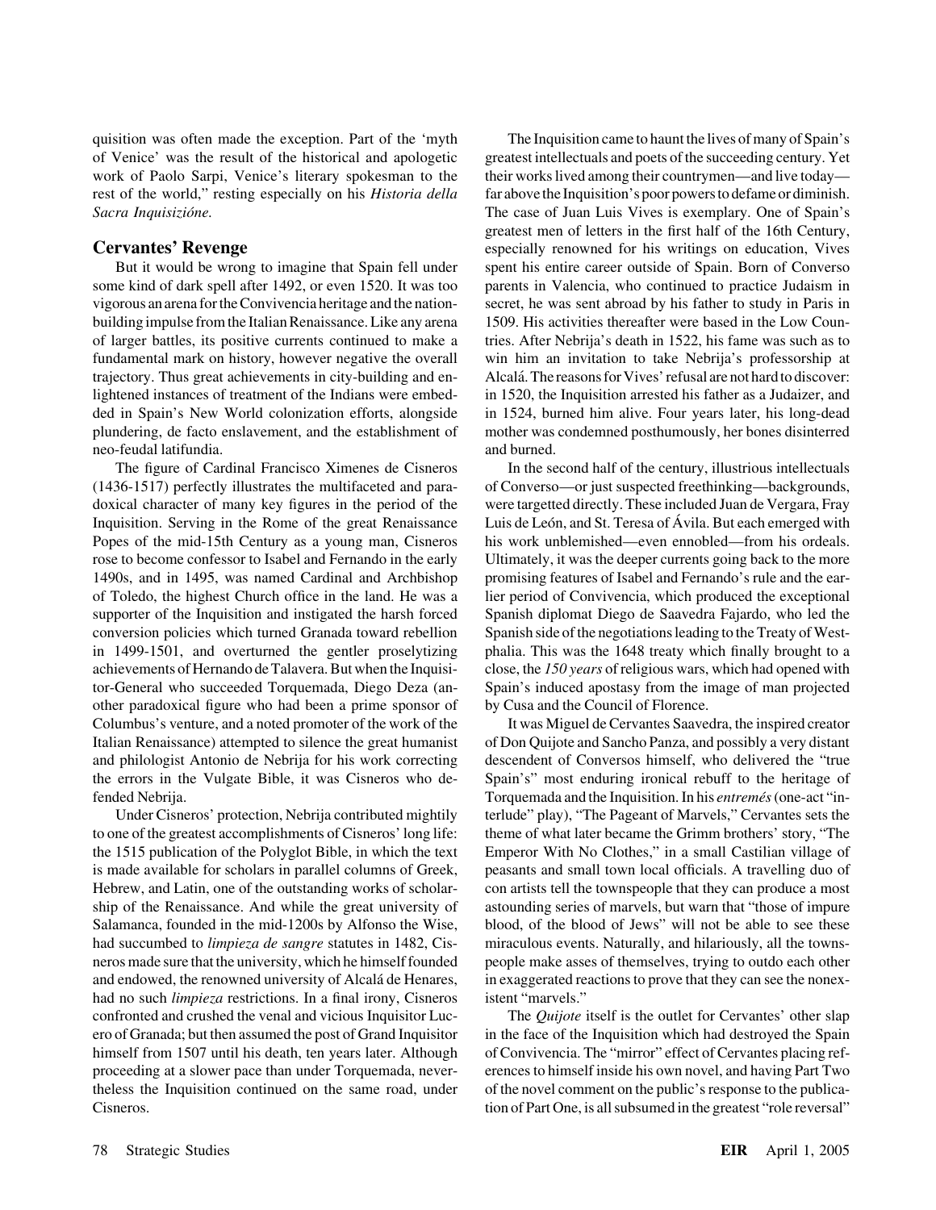quisition was often made the exception. Part of the 'myth of Venice' was the result of the historical and apologetic work of Paolo Sarpi, Venice's literary spokesman to the rest of the world," resting especially on his *Historia della Sacra Inquisizióne.*

## Cervantes' Revenge

But it would be wrong to imagine that Spain fell under some kind of dark spell after 1492, or even 1520. It was too vigorous an arena for the Convivencia heritage and the nation-building impulse from the Italian Renaissance. Like any arena of larger battles, its positive currents continued to make a fundamental mark on history, however negative the overall trajectory. Thus great achievements in city-building and enlightened instances of treatment of the Indians were embedded in Spain's New World colonization efforts, alongside plundering, de facto enslavement, and the establishment of neo-feudal latifundia.

The figure of Cardinal Francisco Ximenes de Cisneros (1436-1517) perfectly illustrates the multifaceted and paradoxical character of many key figures in the period of the Inquisition. Serving in the Rome of the great Renaissance Popes of the mid-15th Century as a young man, Cisneros rose to become confessor to Isabel and Fernando in the early 1490s, and in 1495, was named Cardinal and Archbishop of Toledo, the highest Church office in the land. He was a supporter of the Inquisition and instigated the harsh forced conversion policies which turned Granada toward rebellion in 1499-1501, and overturned the gentler proselytizing achievements of Hernando de Talavera. But when the Inquisitor-General who succeeded Torquemada, Diego Deza (another paradoxical figure who had been a prime sponsor of Columbus's venture, and a noted promoter of the work of the Italian Renaissance) attempted to silence the great humanist and philologist Antonio de Nebrija for his work correcting the errors in the Vulgate Bible, it was Cisneros who defended Nebrija.

Under Cisneros' protection, Nebrija contributed mightily to one of the greatest accomplishments of Cisneros' long life: the 1515 publication of the Polyglot Bible, in which the text is made available for scholars in parallel columns of Greek, Hebrew, and Latin, one of the outstanding works of scholarship of the Renaissance. And while the great university of Salamanca, founded in the mid-1200s by Alfonso the Wise, had succumbed to *limpieza de sangre* statutes in 1482, Cisneros made sure that the university, which he himself founded and endowed, the renowned university of Alcalá de Henares, had no such *limpieza* restrictions. In a final irony, Cisneros confronted and crushed the venal and vicious Inquisitor Lucero of Granada; but then assumed the post of Grand Inquisitor himself from 1507 until his death, ten years later. Although proceeding at a slower pace than under Torquemada, nevertheless the Inquisition continued on the same road, under Cisneros.

The Inquisition came to haunt the lives of many of Spain's greatest intellectuals and poets of the succeeding century. Yet their works lived among their countrymen—and live today—far above the Inquisition's poor powers to defame or diminish. The case of Juan Luis Vives is exemplary. One of Spain's greatest men of letters in the first half of the 16th Century, especially renowned for his writings on education, Vives spent his entire career outside of Spain. Born of Converso parents in Valencia, who continued to practice Judaism in secret, he was sent abroad by his father to study in Paris in 1509. His activities thereafter were based in the Low Countries. After Nebrija's death in 1522, his fame was such as to win him an invitation to take Nebrija's professorship at Alcalá. The reasons for Vives' refusal are not hard to discover: in 1520, the Inquisition arrested his father as a Judaizer, and in 1524, burned him alive. Four years later, his long-dead mother was condemned posthumously, her bones disinterred and burned.

In the second half of the century, illustrious intellectuals of Converso—or just suspected freethinking—backgrounds, were targetted directly. These included Juan de Vergara, Fray Luis de León, and St. Teresa of Ávila. But each emerged with his work unblemished—even ennobled—from his ordeals. Ultimately, it was the deeper currents going back to the more promising features of Isabel and Fernando's rule and the earlier period of Convivencia, which produced the exceptional Spanish diplomat Diego de Saavedra Fajardo, who led the Spanish side of the negotiations leading to the Treaty of Westphalia. This was the 1648 treaty which finally brought to a close, the *150 years* of religious wars, which had opened with Spain's induced apostasy from the image of man projected by Cusa and the Council of Florence.

It was Miguel de Cervantes Saavedra, the inspired creator of Don Quijote and Sancho Panza, and possibly a very distant descendent of Conversos himself, who delivered the "true Spain's" most enduring ironical rebuff to the heritage of Torquemada and the Inquisition. In his *entremés* (one-act "interlude" play), "The Pageant of Marvels," Cervantes sets the theme of what later became the Grimm brothers' story, "The Emperor With No Clothes," in a small Castilian village of peasants and small town local officials. A travelling duo of con artists tell the townspeople that they can produce a most astounding series of marvels, but warn that "those of impure blood, of the blood of Jews" will not be able to see these miraculous events. Naturally, and hilariously, all the townspeople make asses of themselves, trying to outdo each other in exaggerated reactions to prove that they can see the nonexistent "marvels."

The *Quijote* itself is the outlet for Cervantes' other slap in the face of the Inquisition which had destroyed the Spain of Convivencia. The "mirror" effect of Cervantes placing references to himself inside his own novel, and having Part Two of the novel comment on the public's response to the publication of Part One, is all subsumed in the greatest "role reversal"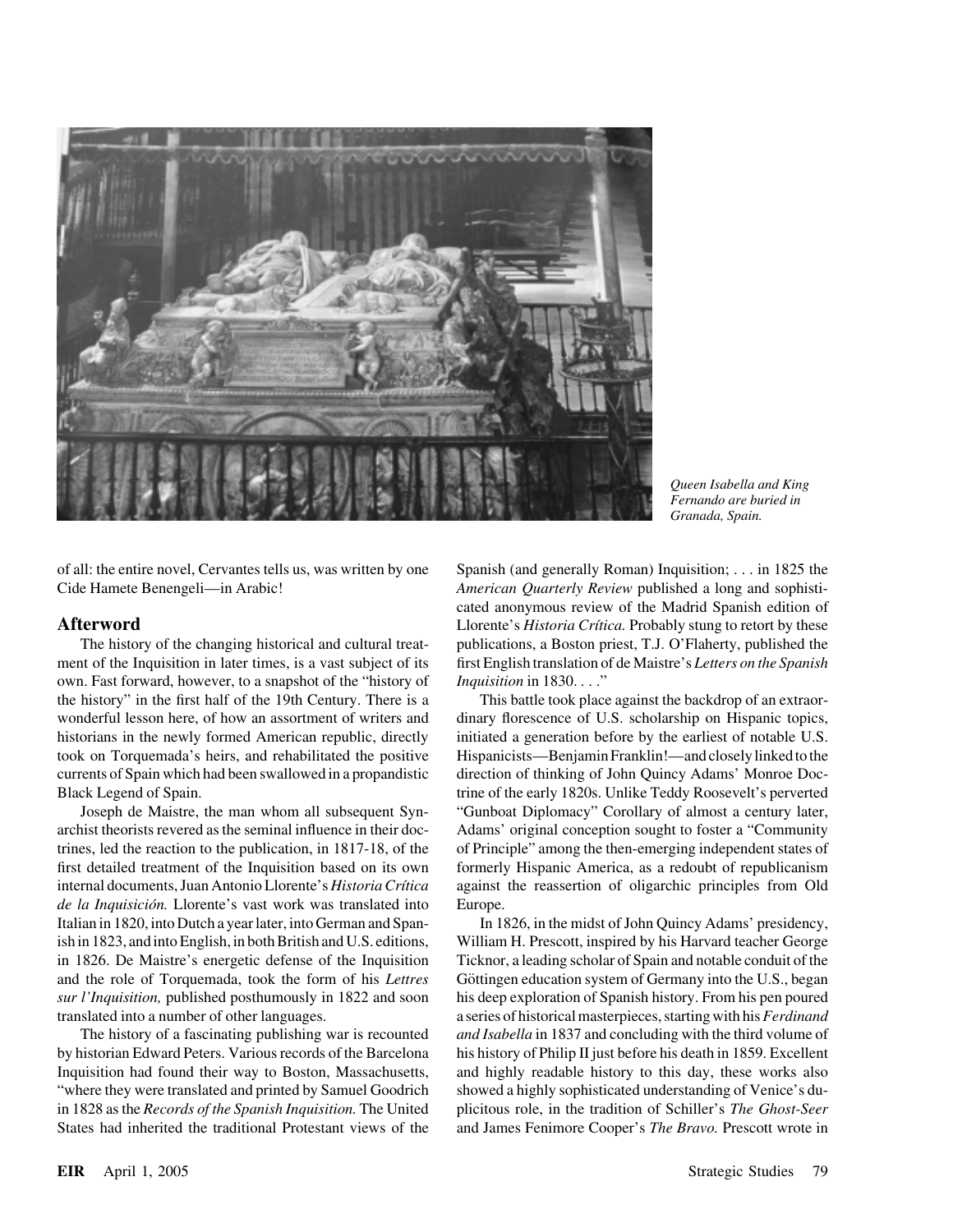*Queen Isabella and King Fernando are buried in Granada, Spain.*

of all: the entire novel, Cervantes tells us, was written by one Cide Hamete Benengeli—in Arabic!

## Afterword

The history of the changing historical and cultural treatment of the Inquisition in later times, is a vast subject of its own. Fast forward, however, to a snapshot of the "history of the history" in the first half of the 19th Century. There is a wonderful lesson here, of how an assortment of writers and historians in the newly formed American republic, directly took on Torquemada's heirs, and rehabilitated the positive currents of Spain which had been swallowed in a propandistic Black Legend of Spain.

Joseph de Maistre, the man whom all subsequent Synarchist theorists revered as the seminal influence in their doctrines, led the reaction to the publication, in 1817-18, of the first detailed treatment of the Inquisition based on its own internal documents, Juan Antonio Llorente's *Historia Crítica de la Inquisición.* Llorente's vast work was translated into Italian in 1820, into Dutch a year later, into German and Spanish in 1823, and into English, in both British and U.S. editions, in 1826. De Maistre's energetic defense of the Inquisition and the role of Torquemada, took the form of his *Lettres sur l'Inquisition,* published posthumously in 1822 and soon translated into a number of other languages.

The history of a fascinating publishing war is recounted by historian Edward Peters. Various records of the Barcelona Inquisition had found their way to Boston, Massachusetts, "where they were translated and printed by Samuel Goodrich in 1828 as the *Records of the Spanish Inquisition.* The United States had inherited the traditional Protestant views of the Spanish (and generally Roman) Inquisition; . . . in 1825 the *American Quarterly Review* published a long and sophisticated anonymous review of the Madrid Spanish edition of Llorente's *Historia Crítica.* Probably stung to retort by these publications, a Boston priest, T.J. O'Flaherty, published the first English translation of de Maistre's *Letters on the Spanish Inquisition* in 1830. . . ."

This battle took place against the backdrop of an extraordinary florescence of U.S. scholarship on Hispanic topics, initiated a generation before by the earliest of notable U.S. Hispanicists—Benjamin Franklin!—and closely linked to the direction of thinking of John Quincy Adams' Monroe Doctrine of the early 1820s. Unlike Teddy Roosevelt's perverted "Gunboat Diplomacy" Corollary of almost a century later, Adams' original conception sought to foster a "Community of Principle" among the then-emerging independent states of formerly Hispanic America, as a redoubt of republicanism against the reassertion of oligarchic principles from Old Europe.

In 1826, in the midst of John Quincy Adams' presidency, William H. Prescott, inspired by his Harvard teacher George Ticknor, a leading scholar of Spain and notable conduit of the Göttingen education system of Germany into the U.S., began his deep exploration of Spanish history. From his pen poured a series of historical masterpieces, starting with his *Ferdinand and Isabella* in 1837 and concluding with the third volume of his history of Philip II just before his death in 1859. Excellent and highly readable history to this day, these works also showed a highly sophisticated understanding of Venice's duplicitous role, in the tradition of Schiller's *The Ghost-Seer* and James Fenimore Cooper's *The Bravo.* Prescott wrote in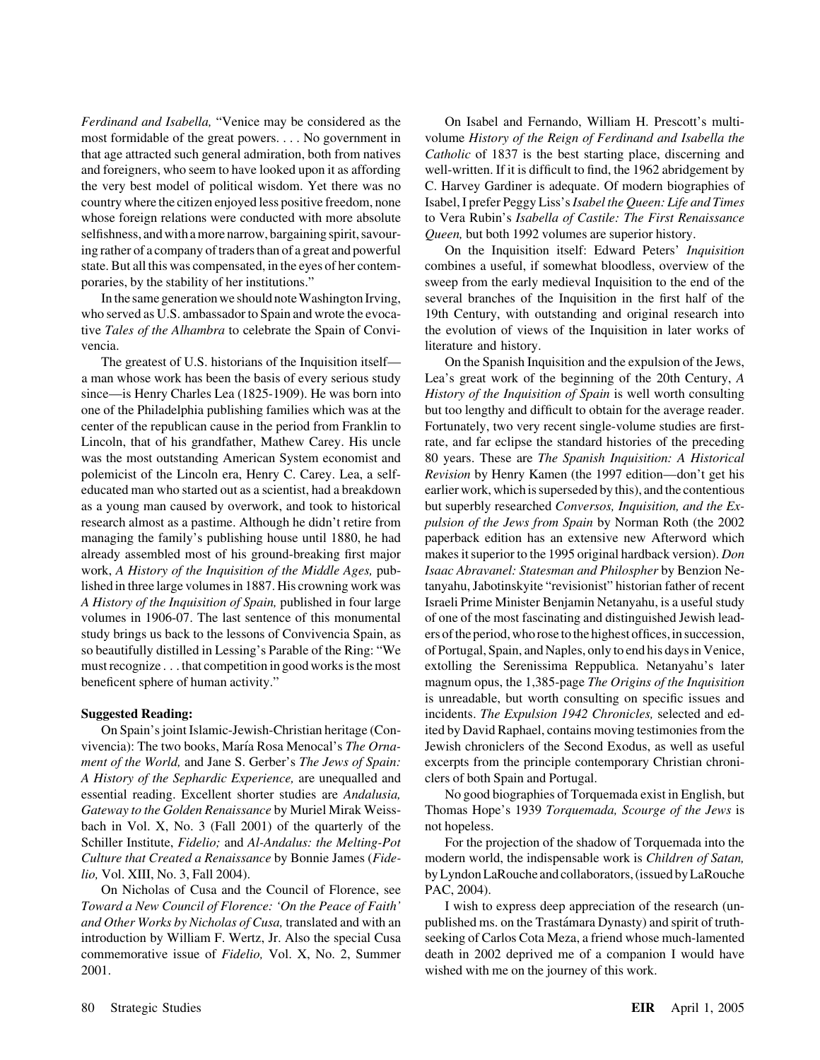*Ferdinand and Isabella,* "Venice may be considered as the most formidable of the great powers. . . . No government in that age attracted such general admiration, both from natives and foreigners, who seem to have looked upon it as affording the very best model of political wisdom. Yet there was no country where the citizen enjoyed less positive freedom, none whose foreign relations were conducted with more absolute selfishness, and with a more narrow, bargaining spirit, savouring rather of a company of traders than of a great and powerful state. But all this was compensated, in the eyes of her contemporaries, by the stability of her institutions."

In the same generation we should note Washington Irving, who served as U.S. ambassador to Spain and wrote the evocative *Tales of the Alhambra* to celebrate the Spain of Convivencia.

The greatest of U.S. historians of the Inquisition itself—a man whose work has been the basis of every serious study since—is Henry Charles Lea (1825-1909). He was born into one of the Philadelphia publishing families which was at the center of the republican cause in the period from Franklin to Lincoln, that of his grandfather, Mathew Carey. His uncle was the most outstanding American System economist and polemicist of the Lincoln era, Henry C. Carey. Lea, a self-educated man who started out as a scientist, had a breakdown as a young man caused by overwork, and took to historical research almost as a pastime. Although he didn't retire from managing the family's publishing house until 1880, he had already assembled most of his ground-breaking first major work, *A History of the Inquisition of the Middle Ages,* published in three large volumes in 1887. His crowning work was *A History of the Inquisition of Spain,* published in four large volumes in 1906-07. The last sentence of this monumental study brings us back to the lessons of Convivencia Spain, as so beautifully distilled in Lessing's Parable of the Ring: "We must recognize . . . that competition in good works is the most beneficent sphere of human activity."

**Suggested Reading:**

On Spain's joint Islamic-Jewish-Christian heritage (Convivencia): The two books, María Rosa Menocal's *The Ornament of the World,* and Jane S. Gerber's *The Jews of Spain: A History of the Sephardic Experience,* are unequalled and essential reading. Excellent shorter studies are *Andalusia, Gateway to the Golden Renaissance* by Muriel Mirak Weissbach in Vol. X, No. 3 (Fall 2001) of the quarterly of the Schiller Institute, *Fidelio;* and *Al-Andalus: the Melting-Pot Culture that Created a Renaissance* by Bonnie James (*Fidelio,* Vol. XIII, No. 3, Fall 2004).

On Nicholas of Cusa and the Council of Florence, see *Toward a New Council of Florence: 'On the Peace of Faith' and Other Works by Nicholas of Cusa,* translated and with an introduction by William F. Wertz, Jr. Also the special Cusa commemorative issue of *Fidelio,* Vol. X, No. 2, Summer 2001.

On Isabel and Fernando, William H. Prescott's multi-volume *History of the Reign of Ferdinand and Isabella the Catholic* of 1837 is the best starting place, discerning and well-written. If it is difficult to find, the 1962 abridgement by C. Harvey Gardiner is adequate. Of modern biographies of Isabel, I prefer Peggy Liss's *Isabel the Queen: Life and Times* to Vera Rubin's *Isabella of Castile: The First Renaissance Queen,* but both 1992 volumes are superior history.

On the Inquisition itself: Edward Peters' *Inquisition* combines a useful, if somewhat bloodless, overview of the sweep from the early medieval Inquisition to the end of the several branches of the Inquisition in the first half of the 19th Century, with outstanding and original research into the evolution of views of the Inquisition in later works of literature and history.

On the Spanish Inquisition and the expulsion of the Jews, Lea's great work of the beginning of the 20th Century, *A History of the Inquisition of Spain* is well worth consulting but too lengthy and difficult to obtain for the average reader. Fortunately, two very recent single-volume studies are first-rate, and far eclipse the standard histories of the preceding 80 years. These are *The Spanish Inquisition: A Historical Revision* by Henry Kamen (the 1997 edition—don't get his earlier work, which is superseded by this), and the contentious but superbly researched *Conversos, Inquisition, and the Expulsion of the Jews from Spain* by Norman Roth (the 2002 paperback edition has an extensive new Afterword which makes it superior to the 1995 original hardback version). *Don Isaac Abravanel: Statesman and Philospher* by Benzion Netanyahu, Jabotinskyite "revisionist" historian father of recent Israeli Prime Minister Benjamin Netanyahu, is a useful study of one of the most fascinating and distinguished Jewish leaders of the period, who rose to the highest offices, in succession, of Portugal, Spain, and Naples, only to end his days in Venice, extolling the Serenissima Reppublica. Netanyahu's later magnum opus, the 1,385-page *The Origins of the Inquisition* is unreadable, but worth consulting on specific issues and incidents. *The Expulsion 1942 Chronicles,* selected and edited by David Raphael, contains moving testimonies from the Jewish chroniclers of the Second Exodus, as well as useful excerpts from the principle contemporary Christian chroniclers of both Spain and Portugal.

No good biographies of Torquemada exist in English, but Thomas Hope's 1939 *Torquemada, Scourge of the Jews* is not hopeless.

For the projection of the shadow of Torquemada into the modern world, the indispensable work is *Children of Satan,* by Lyndon LaRouche and collaborators, (issued by LaRouche PAC, 2004).

I wish to express deep appreciation of the research (unpublished ms. on the Trastámara Dynasty) and spirit of truth-seeking of Carlos Cota Meza, a friend whose much-lamented death in 2002 deprived me of a companion I would have wished with me on the journey of this work.